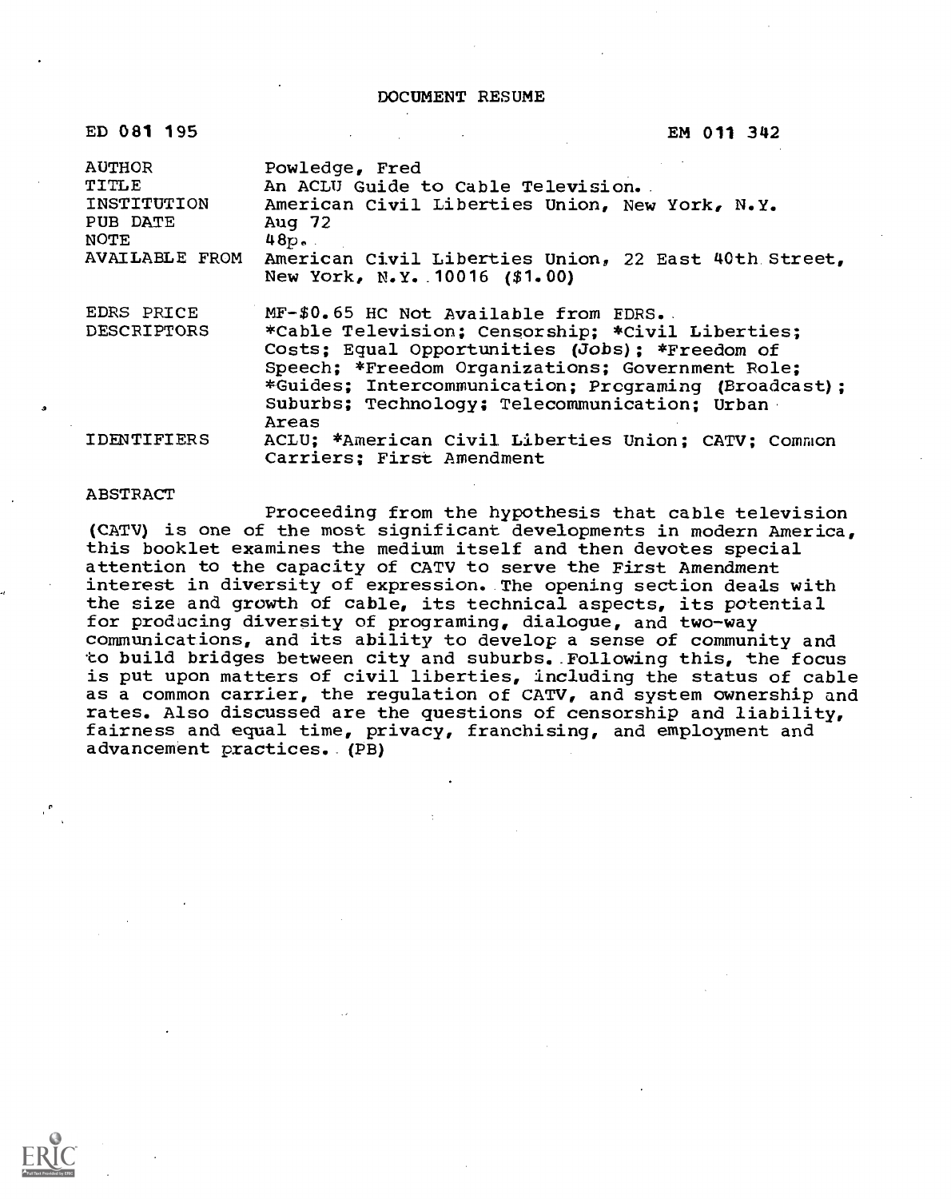DOCUMENT RESUME

| | |
|---|---|
| ED 081 195 | EM 011 342 |
| AUTHOR | Powledge, Fred |
| TITLE | An ACLU Guide to Cable Television. |
| INSTITUTION | American Civil Liberties Union, New York, N.Y. |
| PUB DATE | Aug 72 |
| NOTE | 48p. |
| AVAILABLE FROM | American Civil Liberties Union, 22 East 40th Street, New York, N.Y. 10016 ($1.00) |
| EDRS PRICE | MF-$0.65 HC Not Available from EDRS. |
| DESCRIPTORS | *Cable Television; Censorship; *Civil Liberties; Costs; Equal Opportunities (Jobs); *Freedom of Speech; *Freedom Organizations; Government Role; *Guides; Intercommunication; Programing (Broadcast); Suburbs; Technology; Telecommunication; Urban Areas |
| IDENTIFIERS | ACLU; *American Civil Liberties Union; CATV; Common Carriers; First Amendment |

ABSTRACT

Proceeding from the hypothesis that cable television (CATV) is one of the most significant developments in modern America, this booklet examines the medium itself and then devotes special attention to the capacity of CATV to serve the First Amendment interest in diversity of expression. The opening section deals with the size and growth of cable, its technical aspects, its potential for producing diversity of programing, dialogue, and two-way communications, and its ability to develop a sense of community and to build bridges between city and suburbs. Following this, the focus is put upon matters of civil liberties, including the status of cable as a common carrier, the regulation of CATV, and system ownership and rates. Also discussed are the questions of censorship and liability, fairness and equal time, privacy, franchising, and employment and advancement practices. (PB)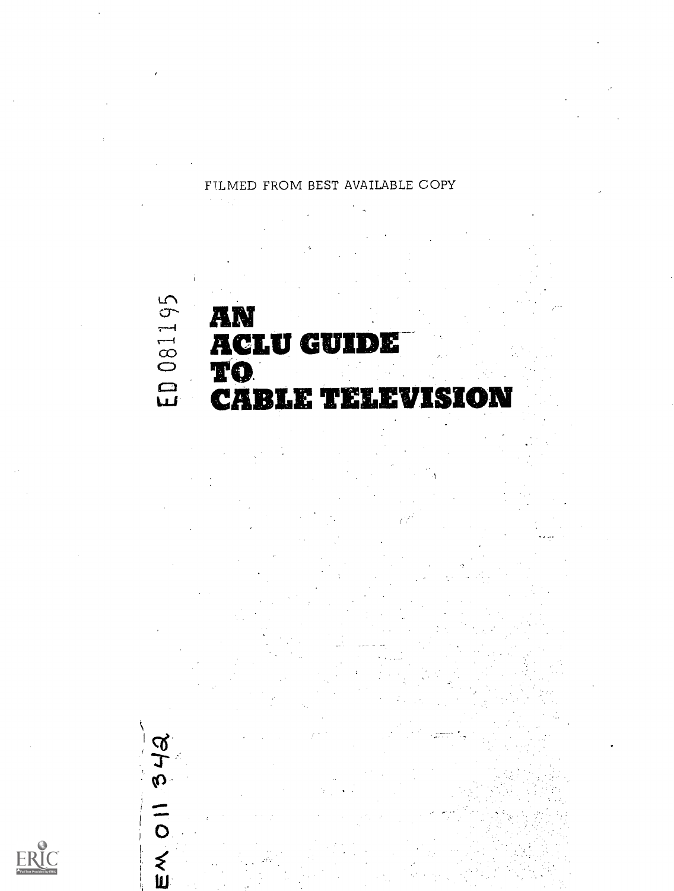FILMED FROM BEST AVAILABLE COPY

ED 081195

# AN ACLU GUIDE TO CABLE TELEVISION

EM 011 342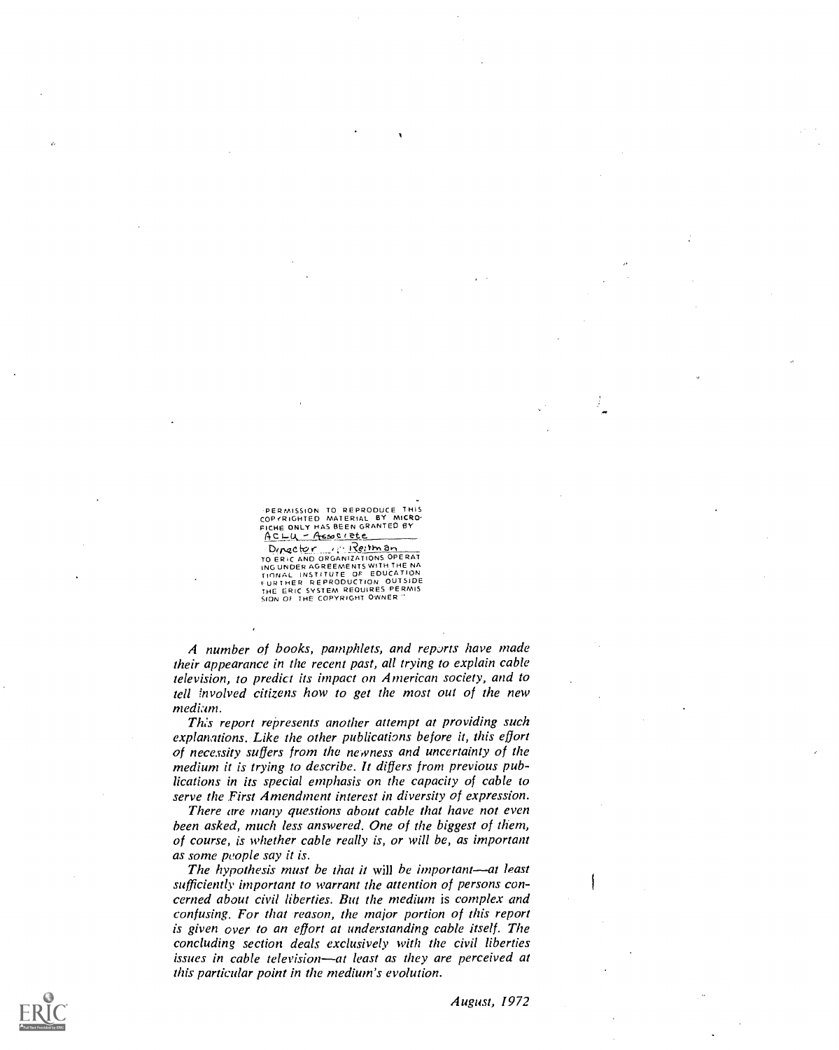"PERMISSION TO REPRODUCE THIS COPYRIGHTED MATERIAL BY MICROFICHE ONLY HAS BEEN GRANTED BY ACLU - Associate Director ... Reitman TO ERIC AND ORGANIZATIONS OPERATING UNDER AGREEMENTS WITH THE NATIONAL INSTITUTE OF EDUCATION FURTHER REPRODUCTION OUTSIDE THE ERIC SYSTEM REQUIRES PERMISSION OF THE COPYRIGHT OWNER"

*A number of books, pamphlets, and reports have made their appearance in the recent past, all trying to explain cable television, to predict its impact on American society, and to tell involved citizens how to get the most out of the new medium.*

*This report represents another attempt at providing such explanations. Like the other publications before it, this effort of necessity suffers from the newness and uncertainty of the medium it is trying to describe. It differs from previous publications in its special emphasis on the capacity of cable to serve the First Amendment interest in diversity of expression.*

*There are many questions about cable that have not even been asked, much less answered. One of the biggest of them, of course, is whether cable really is, or will be, as important as some people say it is.*

*The hypothesis must be that it* will *be important—at least sufficiently important to warrant the attention of persons concerned about civil liberties. But the medium* is *complex and confusing. For that reason, the major portion of this report is given over to an effort at understanding cable itself. The concluding section deals exclusively with the civil liberties issues in cable television—at least as they are perceived at this particular point in the medium's evolution.*

*August, 1972*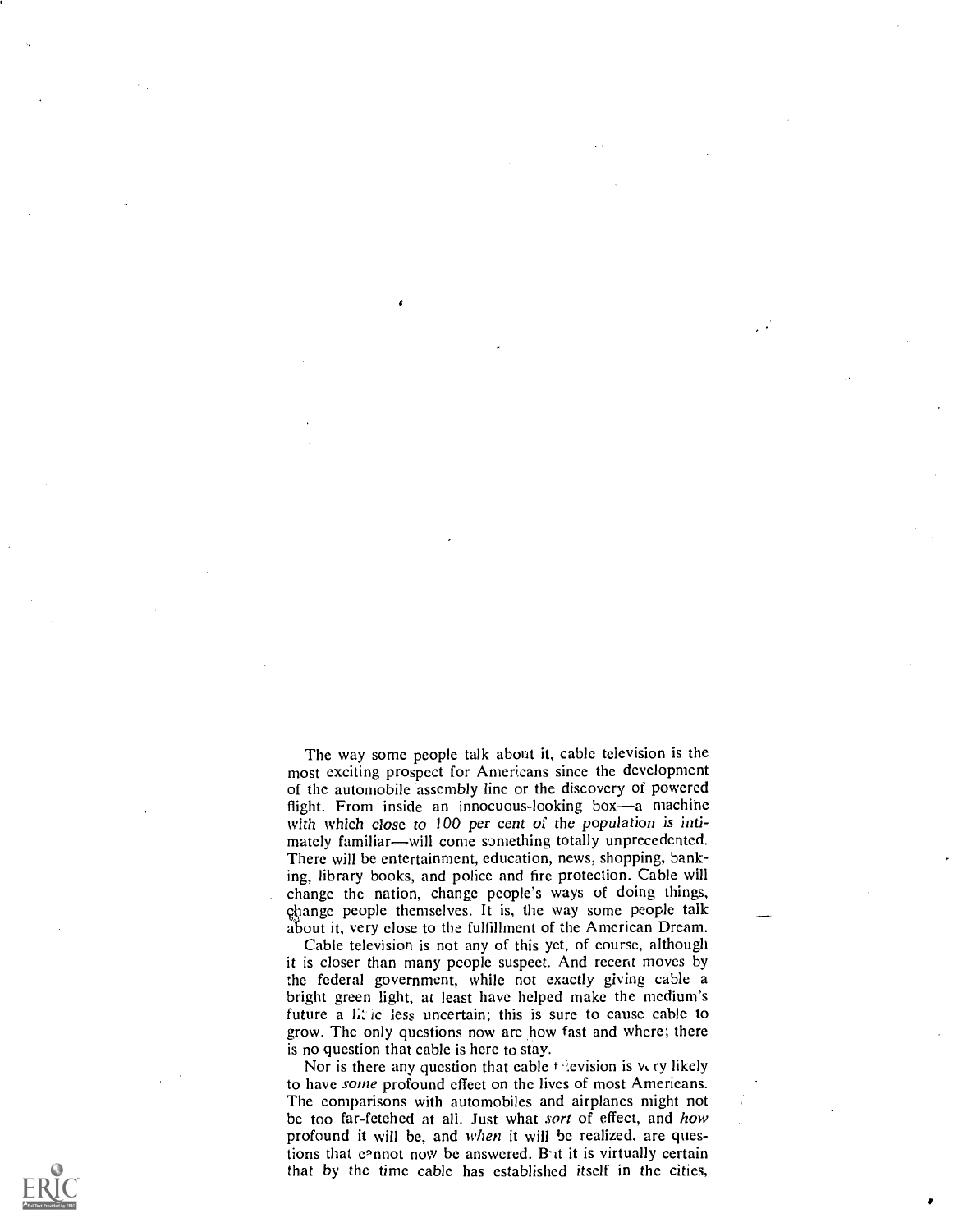The way some people talk about it, cable television is the most exciting prospect for Americans since the development of the automobile assembly line or the discovery of powered flight. From inside an innocuous-looking box—a machine with which close to 100 per cent of the population is intimately familiar—will come something totally unprecedented. There will be entertainment, education, news, shopping, banking, library books, and police and fire protection. Cable will change the nation, change people's ways of doing things, change people themselves. It is, the way some people talk about it, very close to the fulfillment of the American Dream.

Cable television is not any of this yet, of course, although it is closer than many people suspect. And recent moves by the federal government, while not exactly giving cable a bright green light, at least have helped make the medium's future a little less uncertain; this is sure to cause cable to grow. The only questions now are how fast and where; there is no question that cable is here to stay.

Nor is there any question that cable television is very likely to have *some* profound effect on the lives of most Americans. The comparisons with automobiles and airplanes might not be too far-fetched at all. Just what *sort* of effect, and *how* profound it will be, and *when* it will be realized, are questions that cannot now be answered. But it is virtually certain that by the time cable has established itself in the cities,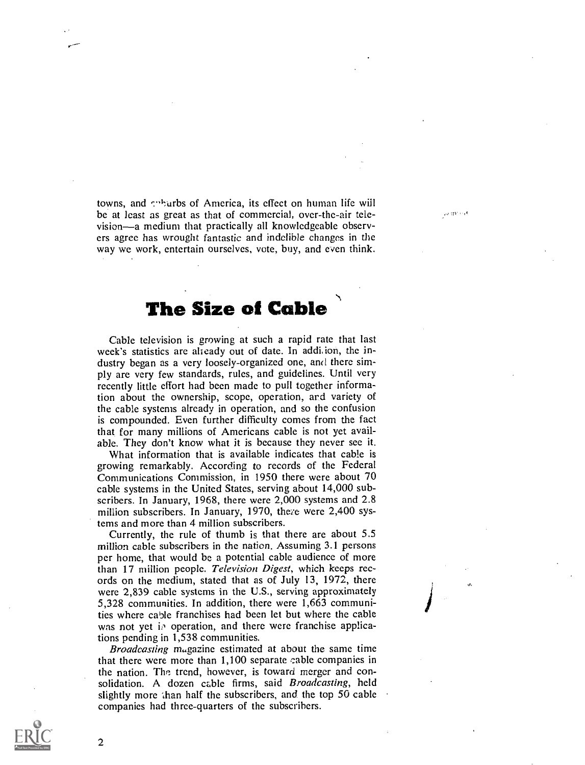towns, and suburbs of America, its effect on human life will be at least as great as that of commercial, over-the-air television—a medium that practically all knowledgeable observers agree has wrought fantastic and indelible changes in the way we work, entertain ourselves, vote, buy, and even think.

## The Size of Cable

Cable television is growing at such a rapid rate that last week's statistics are already out of date. In addition, the industry began as a very loosely-organized one, and there simply are very few standards, rules, and guidelines. Until very recently little effort had been made to pull together information about the ownership, scope, operation, and variety of the cable systems already in operation, and so the confusion is compounded. Even further difficulty comes from the fact that for many millions of Americans cable is not yet available. They don't know what it is because they never see it.

What information that is available indicates that cable is growing remarkably. According to records of the Federal Communications Commission, in 1950 there were about 70 cable systems in the United States, serving about 14,000 subscribers. In January, 1968, there were 2,000 systems and 2.8 million subscribers. In January, 1970, there were 2,400 systems and more than 4 million subscribers.

Currently, the rule of thumb is that there are about 5.5 million cable subscribers in the nation. Assuming 3.1 persons per home, that would be a potential cable audience of more than 17 million people. *Television Digest*, which keeps records on the medium, stated that as of July 13, 1972, there were 2,839 cable systems in the U.S., serving approximately 5,328 communities. In addition, there were 1,663 communities where cable franchises had been let but where the cable was not yet in operation, and there were franchise applications pending in 1,538 communities.

*Broadcasting* magazine estimated at about the same time that there were more than 1,100 separate cable companies in the nation. The trend, however, is toward merger and consolidation. A dozen cable firms, said *Broadcasting*, held slightly more than half the subscribers, and the top 50 cable companies had three-quarters of the subscribers.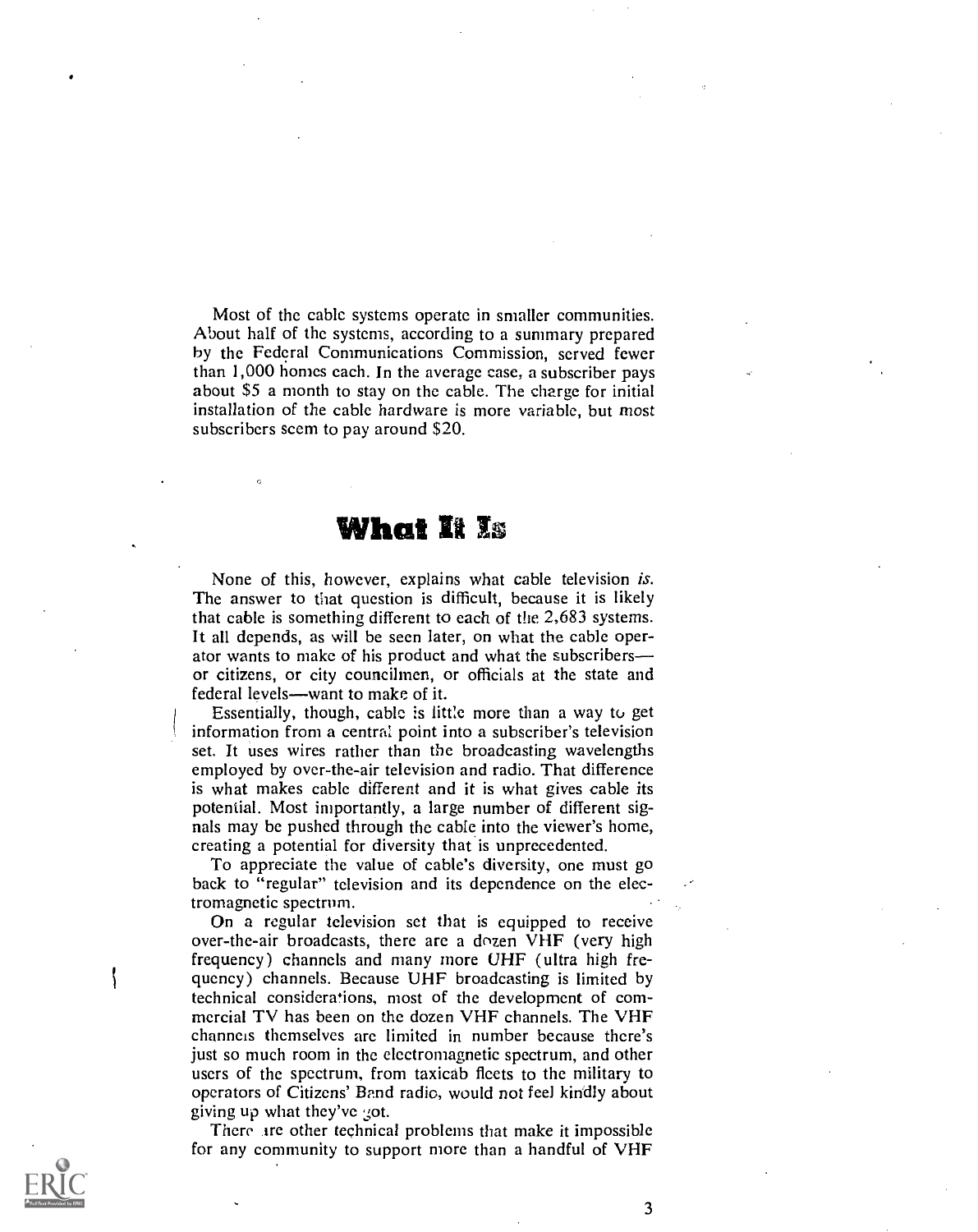Most of the cable systems operate in smaller communities. About half of the systems, according to a summary prepared by the Federal Communications Commission, served fewer than 1,000 homes each. In the average case, a subscriber pays about $5 a month to stay on the cable. The charge for initial installation of the cable hardware is more variable, but most subscribers seem to pay around $20.

## What It Is

None of this, however, explains what cable television *is*. The answer to that question is difficult, because it is likely that cable is something different to each of the 2,683 systems. It all depends, as will be seen later, on what the cable operator wants to make of his product and what the subscribers—or citizens, or city councilmen, or officials at the state and federal levels—want to make of it.

Essentially, though, cable is little more than a way to get information from a central point into a subscriber's television set. It uses wires rather than the broadcasting wavelengths employed by over-the-air television and radio. That difference is what makes cable different and it is what gives cable its potential. Most importantly, a large number of different signals may be pushed through the cable into the viewer's home, creating a potential for diversity that is unprecedented.

To appreciate the value of cable's diversity, one must go back to "regular" television and its dependence on the electromagnetic spectrum.

On a regular television set that is equipped to receive over-the-air broadcasts, there are a dozen VHF (very high frequency) channels and many more UHF (ultra high frequency) channels. Because UHF broadcasting is limited by technical considerations, most of the development of commercial TV has been on the dozen VHF channels. The VHF channels themselves are limited in number because there's just so much room in the electromagnetic spectrum, and other users of the spectrum, from taxicab fleets to the military to operators of Citizens' Band radio, would not feel kindly about giving up what they've got.

There are other technical problems that make it impossible for any community to support more than a handful of VHF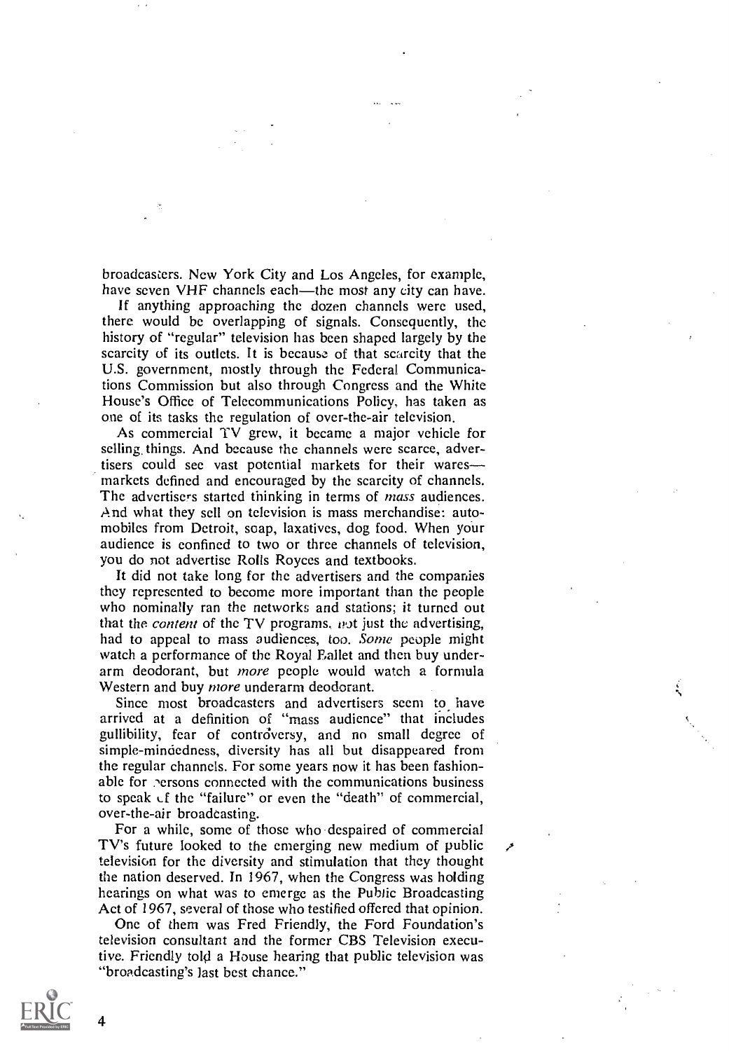broadcasters. New York City and Los Angeles, for example, have seven VHF channels each—the most any city can have.

If anything approaching the dozen channels were used, there would be overlapping of signals. Consequently, the history of "regular" television has been shaped largely by the scarcity of its outlets. It is because of that scarcity that the U.S. government, mostly through the Federal Communications Commission but also through Congress and the White House's Office of Telecommunications Policy, has taken as one of its tasks the regulation of over-the-air television.

As commercial TV grew, it became a major vehicle for selling things. And because the channels were scarce, advertisers could see vast potential markets for their wares—markets defined and encouraged by the scarcity of channels. The advertisers started thinking in terms of *mass* audiences. And what they sell on television is mass merchandise: automobiles from Detroit, soap, laxatives, dog food. When your audience is confined to two or three channels of television, you do not advertise Rolls Royces and textbooks.

It did not take long for the advertisers and the companies they represented to become more important than the people who nominally ran the networks and stations; it turned out that the *content* of the TV programs, not just the advertising, had to appeal to mass audiences, too. *Some* people might watch a performance of the Royal Ballet and then buy underarm deodorant, but *more* people would watch a formula Western and buy *more* underarm deodorant.

Since most broadcasters and advertisers seem to have arrived at a definition of "mass audience" that includes gullibility, fear of controversy, and no small degree of simple-mindedness, diversity has all but disappeared from the regular channels. For some years now it has been fashionable for persons connected with the communications business to speak of the "failure" or even the "death" of commercial, over-the-air broadcasting.

For a while, some of those who despaired of commercial TV's future looked to the emerging new medium of public television for the diversity and stimulation that they thought the nation deserved. In 1967, when the Congress was holding hearings on what was to emerge as the Public Broadcasting Act of 1967, several of those who testified offered that opinion.

One of them was Fred Friendly, the Ford Foundation's television consultant and the former CBS Television executive. Friendly told a House hearing that public television was "broadcasting's last best chance."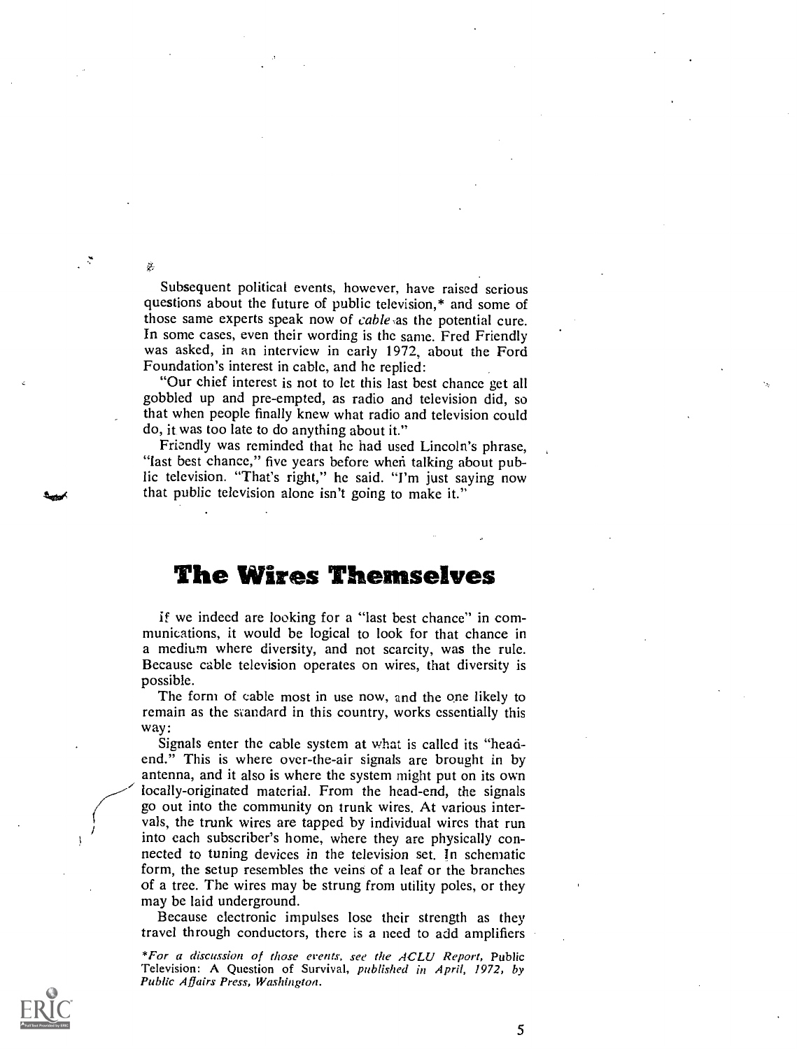Subsequent political events, however, have raised serious questions about the future of public television,* and some of those same experts speak now of *cable* as the potential cure. In some cases, even their wording is the same. Fred Friendly was asked, in an interview in early 1972, about the Ford Foundation's interest in cable, and he replied:

"Our chief interest is not to let this last best chance get all gobbled up and pre-empted, as radio and television did, so that when people finally knew what radio and television could do, it was too late to do anything about it."

Friendly was reminded that he had used Lincoln's phrase, "last best chance," five years before when talking about public television. "That's right," he said. "I'm just saying now that public television alone isn't going to make it."

## The Wires Themselves

If we indeed are looking for a "last best chance" in communications, it would be logical to look for that chance in a medium where diversity, and not scarcity, was the rule. Because cable television operates on wires, that diversity is possible.

The form of cable most in use now, and the one likely to remain as the standard in this country, works essentially this way:

Signals enter the cable system at what is called its "head-end." This is where over-the-air signals are brought in by antenna, and it also is where the system might put on its own locally-originated material. From the head-end, the signals go out into the community on trunk wires. At various intervals, the trunk wires are tapped by individual wires that run into each subscriber's home, where they are physically connected to tuning devices in the television set. In schematic form, the setup resembles the veins of a leaf or the branches of a tree. The wires may be strung from utility poles, or they may be laid underground.

Because electronic impulses lose their strength as they travel through conductors, there is a need to add amplifiers

*For a discussion of those events, see the ACLU Report,* Public Television: A Question of Survival, *published in April, 1972, by Public Affairs Press, Washington.*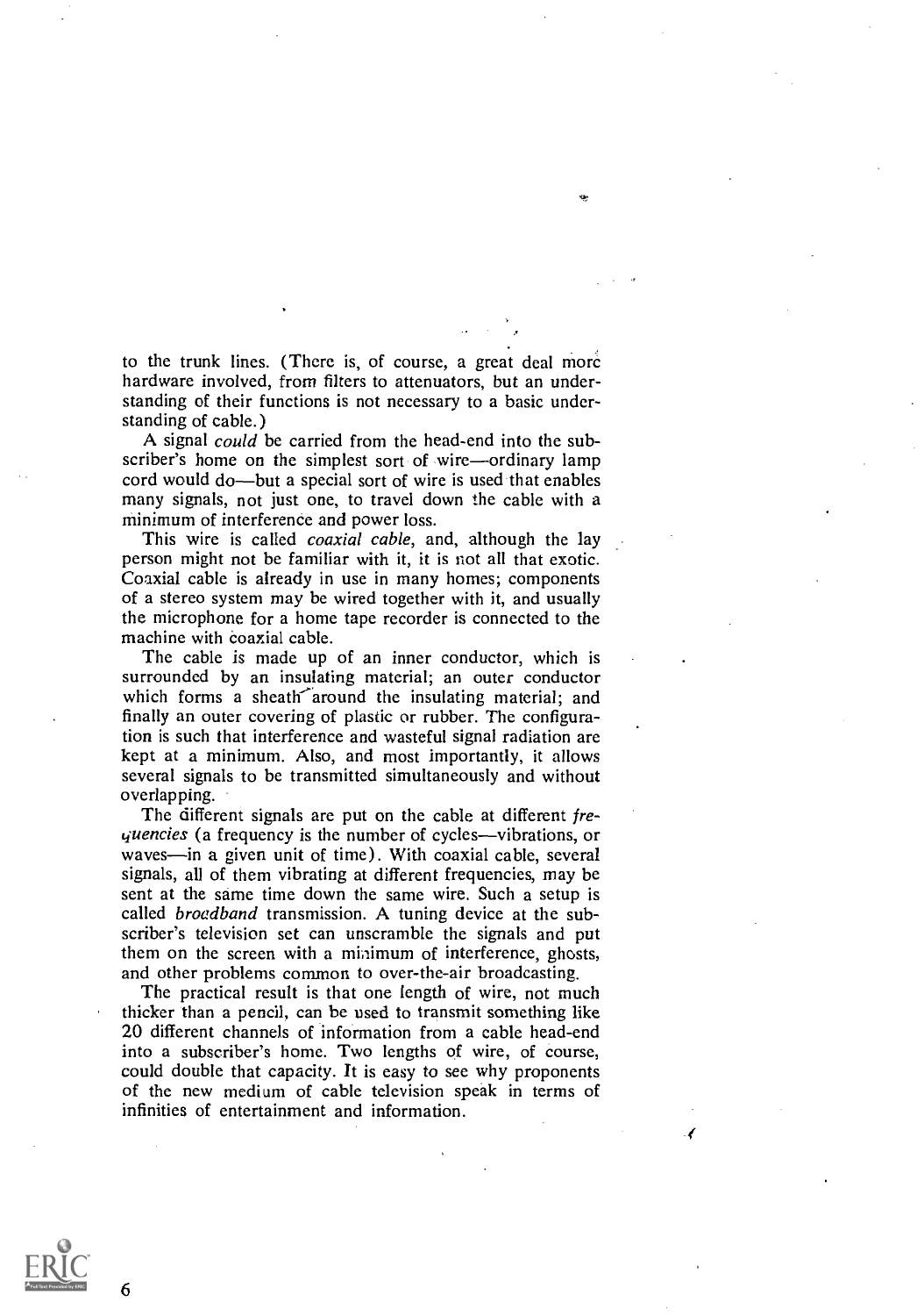to the trunk lines. (There is, of course, a great deal more hardware involved, from filters to attenuators, but an understanding of their functions is not necessary to a basic understanding of cable.)

A signal *could* be carried from the head-end into the subscriber's home on the simplest sort of wire—ordinary lamp cord would do—but a special sort of wire is used that enables many signals, not just one, to travel down the cable with a minimum of interference and power loss.

This wire is called *coaxial cable*, and, although the lay person might not be familiar with it, it is not all that exotic. Coaxial cable is already in use in many homes; components of a stereo system may be wired together with it, and usually the microphone for a home tape recorder is connected to the machine with coaxial cable.

The cable is made up of an inner conductor, which is surrounded by an insulating material; an outer conductor which forms a sheath around the insulating material; and finally an outer covering of plastic or rubber. The configuration is such that interference and wasteful signal radiation are kept at a minimum. Also, and most importantly, it allows several signals to be transmitted simultaneously and without overlapping.

The different signals are put on the cable at different *frequencies* (a frequency is the number of cycles—vibrations, or waves—in a given unit of time). With coaxial cable, several signals, all of them vibrating at different frequencies, may be sent at the same time down the same wire. Such a setup is called *broadband* transmission. A tuning device at the subscriber's television set can unscramble the signals and put them on the screen with a minimum of interference, ghosts, and other problems common to over-the-air broadcasting.

The practical result is that one length of wire, not much thicker than a pencil, can be used to transmit something like 20 different channels of information from a cable head-end into a subscriber's home. Two lengths of wire, of course, could double that capacity. It is easy to see why proponents of the new medium of cable television speak in terms of infinities of entertainment and information.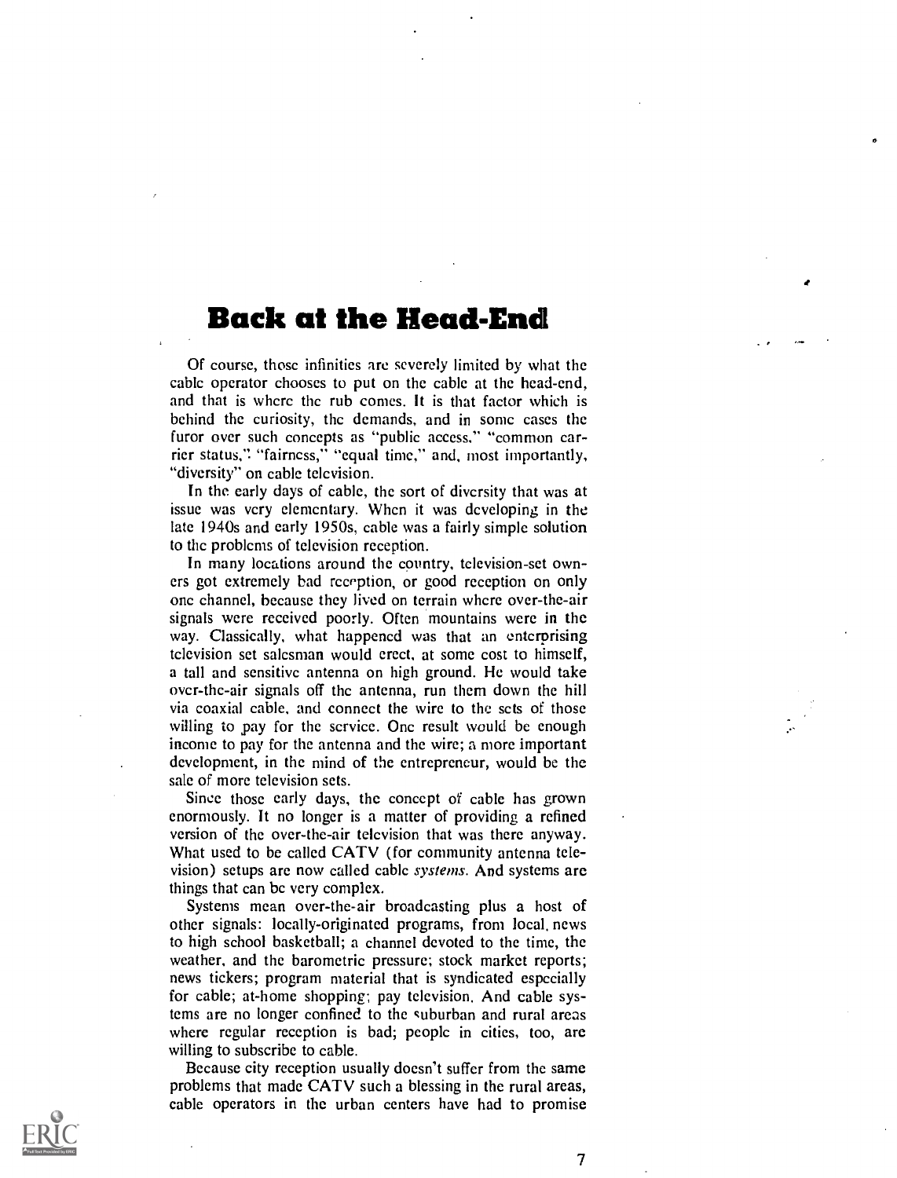# Back at the Head-End

Of course, those infinities are severely limited by what the cable operator chooses to put on the cable at the head-end, and that is where the rub comes. It is that factor which is behind the curiosity, the demands, and in some cases the furor over such concepts as "public access," "common carrier status," "fairness," "equal time," and, most importantly, "diversity" on cable television.

In the early days of cable, the sort of diversity that was at issue was very elementary. When it was developing in the late 1940s and early 1950s, cable was a fairly simple solution to the problems of television reception.

In many locations around the country, television-set owners got extremely bad reception, or good reception on only one channel, because they lived on terrain where over-the-air signals were received poorly. Often mountains were in the way. Classically, what happened was that an enterprising television set salesman would erect, at some cost to himself, a tall and sensitive antenna on high ground. He would take over-the-air signals off the antenna, run them down the hill via coaxial cable, and connect the wire to the sets of those willing to pay for the service. One result would be enough income to pay for the antenna and the wire; a more important development, in the mind of the entrepreneur, would be the sale of more television sets.

Since those early days, the concept of cable has grown enormously. It no longer is a matter of providing a refined version of the over-the-air television that was there anyway. What used to be called CATV (for community antenna television) setups are now called cable *systems*. And systems are things that can be very complex.

Systems mean over-the-air broadcasting plus a host of other signals: locally-originated programs, from local news to high school basketball; a channel devoted to the time, the weather, and the barometric pressure; stock market reports; news tickers; program material that is syndicated especially for cable; at-home shopping; pay television. And cable systems are no longer confined to the suburban and rural areas where regular reception is bad; people in cities, too, are willing to subscribe to cable.

Because city reception usually doesn't suffer from the same problems that made CATV such a blessing in the rural areas, cable operators in the urban centers have had to promise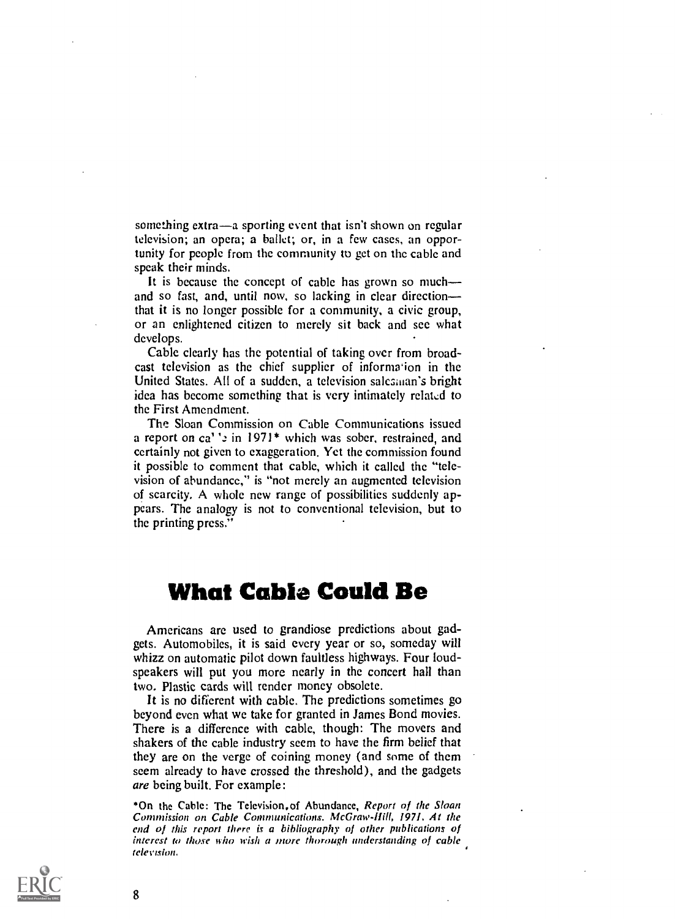something extra—a sporting event that isn't shown on regular television; an opera; a ballet; or, in a few cases, an opportunity for people from the community to get on the cable and speak their minds.

It is because the concept of cable has grown so much—and so fast, and, until now, so lacking in clear direction—that it is no longer possible for a community, a civic group, or an enlightened citizen to merely sit back and see what develops.

Cable clearly has the potential of taking over from broadcast television as the chief supplier of information in the United States. All of a sudden, a television salesman's bright idea has become something that is very intimately related to the First Amendment.

The Sloan Commission on Cable Communications issued a report on cable in 1971* which was sober, restrained, and certainly not given to exaggeration. Yet the commission found it possible to comment that cable, which it called the "television of abundance," is "not merely an augmented television of scarcity. A whole new range of possibilities suddenly appears. The analogy is not to conventional television, but to the printing press."

# What Cable Could Be

Americans are used to grandiose predictions about gadgets. Automobiles, it is said every year or so, someday will whizz on automatic pilot down faultless highways. Four loudspeakers will put you more nearly in the concert hall than two. Plastic cards will render money obsolete.

It is no different with cable. The predictions sometimes go beyond even what we take for granted in James Bond movies. There is a difference with cable, though: The movers and shakers of the cable industry seem to have the firm belief that they are on the verge of coining money (and some of them seem already to have crossed the threshold), and the gadgets *are* being built. For example:

*On the Cable: The Television of Abundance, *Report of the Sloan Commission on Cable Communications. McGraw-Hill, 1971. At the end of this report there is a bibliography of other publications of interest to those who wish a more thorough understanding of cable television.*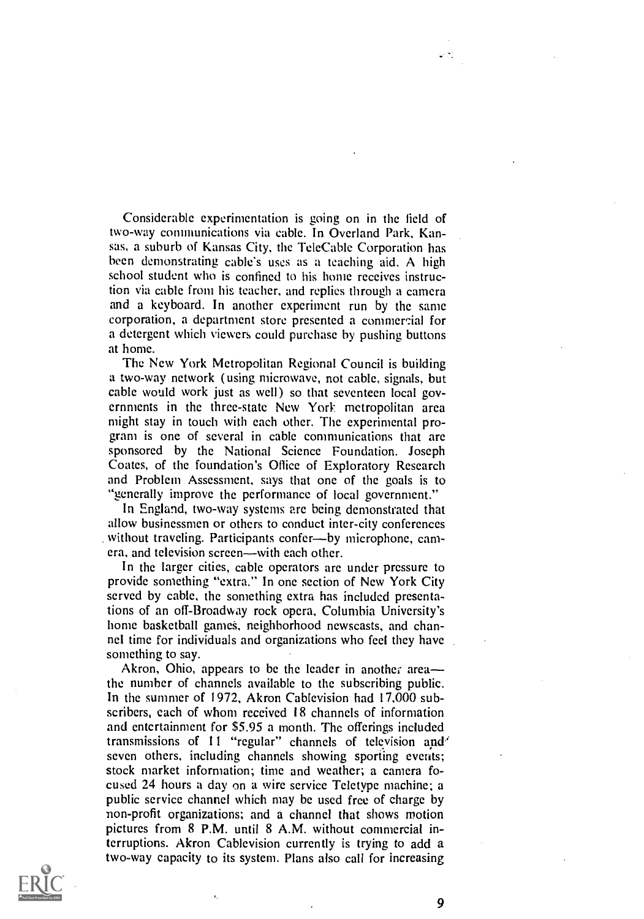Considerable experimentation is going on in the field of two-way communications via cable. In Overland Park, Kansas, a suburb of Kansas City, the TeleCable Corporation has been demonstrating cable's uses as a teaching aid. A high school student who is confined to his home receives instruction via cable from his teacher, and replies through a camera and a keyboard. In another experiment run by the same corporation, a department store presented a commercial for a detergent which viewers could purchase by pushing buttons at home.

The New York Metropolitan Regional Council is building a two-way network (using microwave, not cable, signals, but cable would work just as well) so that seventeen local governments in the three-state New York metropolitan area might stay in touch with each other. The experimental program is one of several in cable communications that are sponsored by the National Science Foundation. Joseph Coates, of the foundation's Office of Exploratory Research and Problem Assessment, says that one of the goals is to "generally improve the performance of local government."

In England, two-way systems are being demonstrated that allow businessmen or others to conduct inter-city conferences without traveling. Participants confer—by microphone, camera, and television screen—with each other.

In the larger cities, cable operators are under pressure to provide something "extra." In one section of New York City served by cable, the something extra has included presentations of an off-Broadway rock opera, Columbia University's home basketball games, neighborhood newscasts, and channel time for individuals and organizations who feel they have something to say.

Akron, Ohio, appears to be the leader in another area—the number of channels available to the subscribing public. In the summer of 1972, Akron Cablevision had 17,000 subscribers, each of whom received 18 channels of information and entertainment for $5.95 a month. The offerings included transmissions of 11 "regular" channels of television and seven others, including channels showing sporting events; stock market information; time and weather; a camera focused 24 hours a day on a wire service Teletype machine; a public service channel which may be used free of charge by non-profit organizations; and a channel that shows motion pictures from 8 P.M. until 8 A.M. without commercial interruptions. Akron Cablevision currently is trying to add a two-way capacity to its system. Plans also call for increasing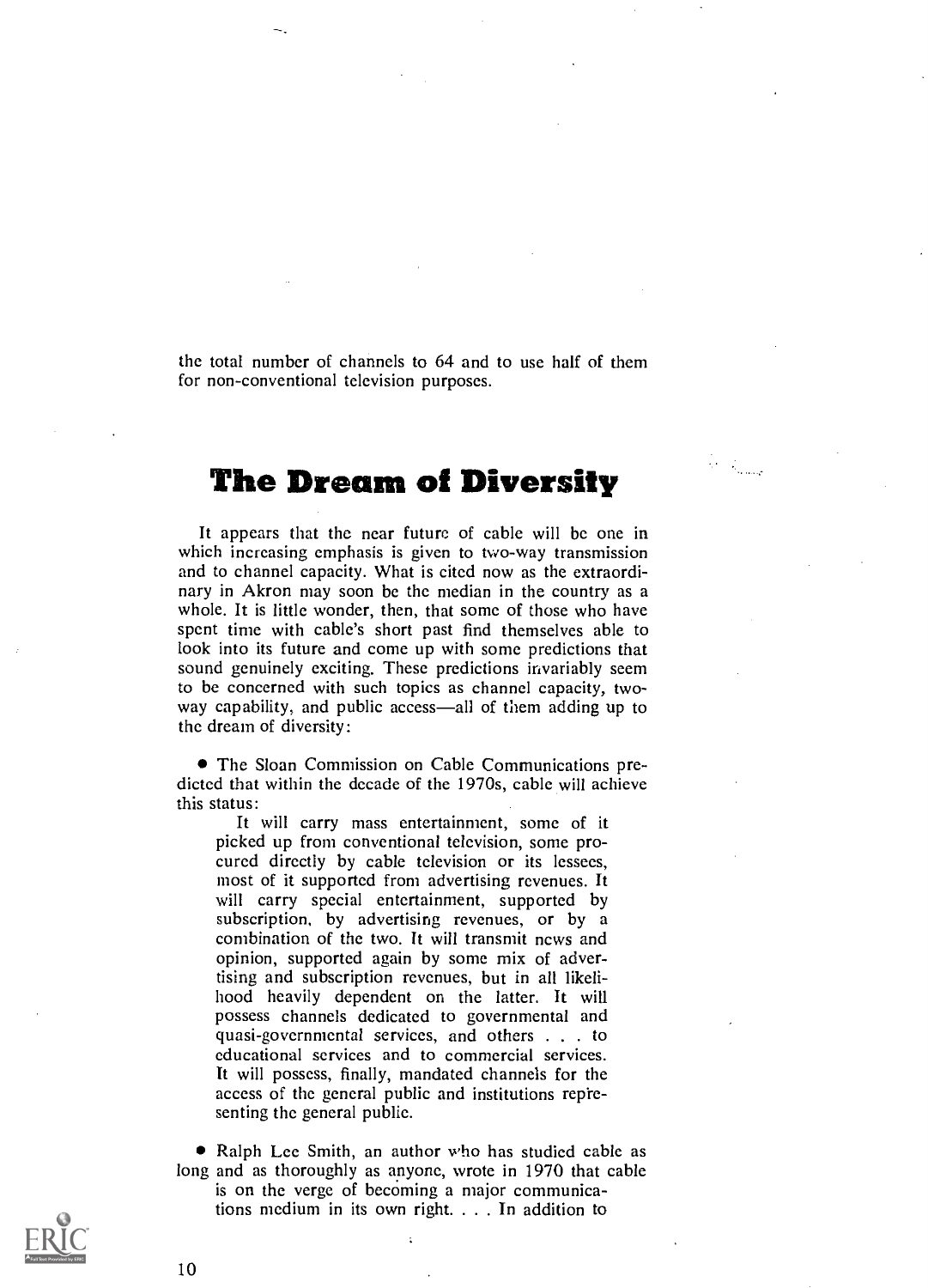the total number of channels to 64 and to use half of them for non-conventional television purposes.

## The Dream of Diversity

It appears that the near future of cable will be one in which increasing emphasis is given to two-way transmission and to channel capacity. What is cited now as the extraordinary in Akron may soon be the median in the country as a whole. It is little wonder, then, that some of those who have spent time with cable's short past find themselves able to look into its future and come up with some predictions that sound genuinely exciting. These predictions invariably seem to be concerned with such topics as channel capacity, two-way capability, and public access—all of them adding up to the dream of diversity:

- The Sloan Commission on Cable Communications predicted that within the decade of the 1970s, cable will achieve this status:

> It will carry mass entertainment, some of it picked up from conventional television, some procured directly by cable television or its lessees, most of it supported from advertising revenues. It will carry special entertainment, supported by subscription, by advertising revenues, or by a combination of the two. It will transmit news and opinion, supported again by some mix of advertising and subscription revenues, but in all likelihood heavily dependent on the latter. It will possess channels dedicated to governmental and quasi-governmental services, and others . . . to educational services and to commercial services. It will possess, finally, mandated channels for the access of the general public and institutions representing the general public.

- Ralph Lee Smith, an author who has studied cable as long and as thoroughly as anyone, wrote in 1970 that cable

> is on the verge of becoming a major communications medium in its own right. . . . In addition to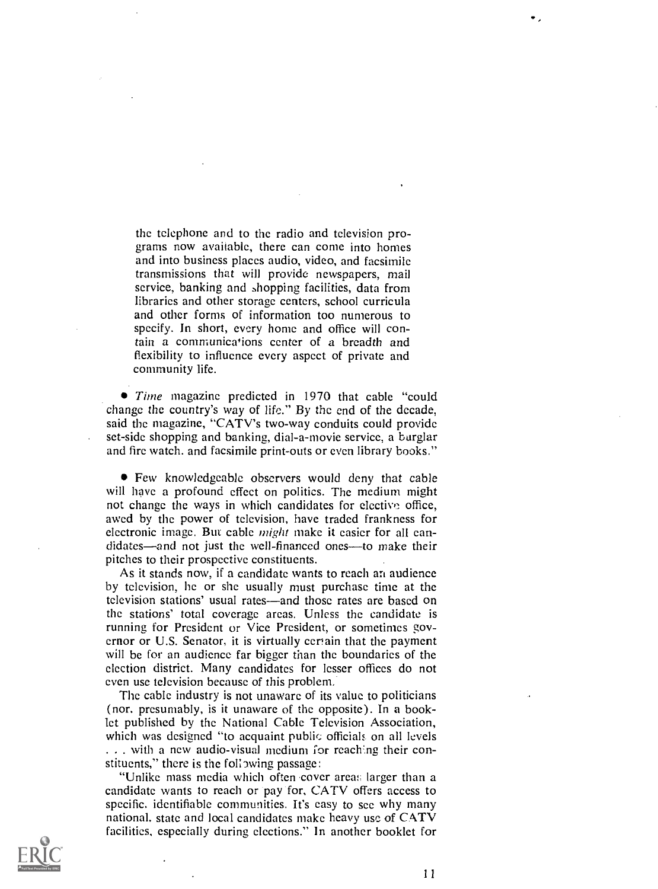the telephone and to the radio and television programs now available, there can come into homes and into business places audio, video, and facsimile transmissions that will provide newspapers, mail service, banking and shopping facilities, data from libraries and other storage centers, school curricula and other forms of information too numerous to specify. In short, every home and office will contain a communications center of a breadth and flexibility to influence every aspect of private and community life.

- *Time* magazine predicted in 1970 that cable "could change the country's way of life." By the end of the decade, said the magazine, "CATV's two-way conduits could provide set-side shopping and banking, dial-a-movie service, a burglar and fire watch, and facsimile print-outs or even library books."

- Few knowledgeable observers would deny that cable will have a profound effect on politics. The medium might not change the ways in which candidates for elective office, awed by the power of television, have traded frankness for electronic image. But cable *might* make it easier for all candidates—and not just the well-financed ones—to make their pitches to their prospective constituents.

As it stands now, if a candidate wants to reach an audience by television, he or she usually must purchase time at the television stations' usual rates—and those rates are based on the stations' total coverage areas. Unless the candidate is running for President or Vice President, or sometimes governor or U.S. Senator, it is virtually certain that the payment will be for an audience far bigger than the boundaries of the election district. Many candidates for lesser offices do not even use television because of this problem.

The cable industry is not unaware of its value to politicians (nor, presumably, is it unaware of the opposite). In a booklet published by the National Cable Television Association, which was designed "to acquaint public officials on all levels . . . with a new audio-visual medium for reaching their constituents," there is the following passage:

"Unlike mass media which often cover areas larger than a candidate wants to reach or pay for, CATV offers access to specific, identifiable communities. It's easy to see why many national, state and local candidates make heavy use of CATV facilities, especially during elections." In another booklet for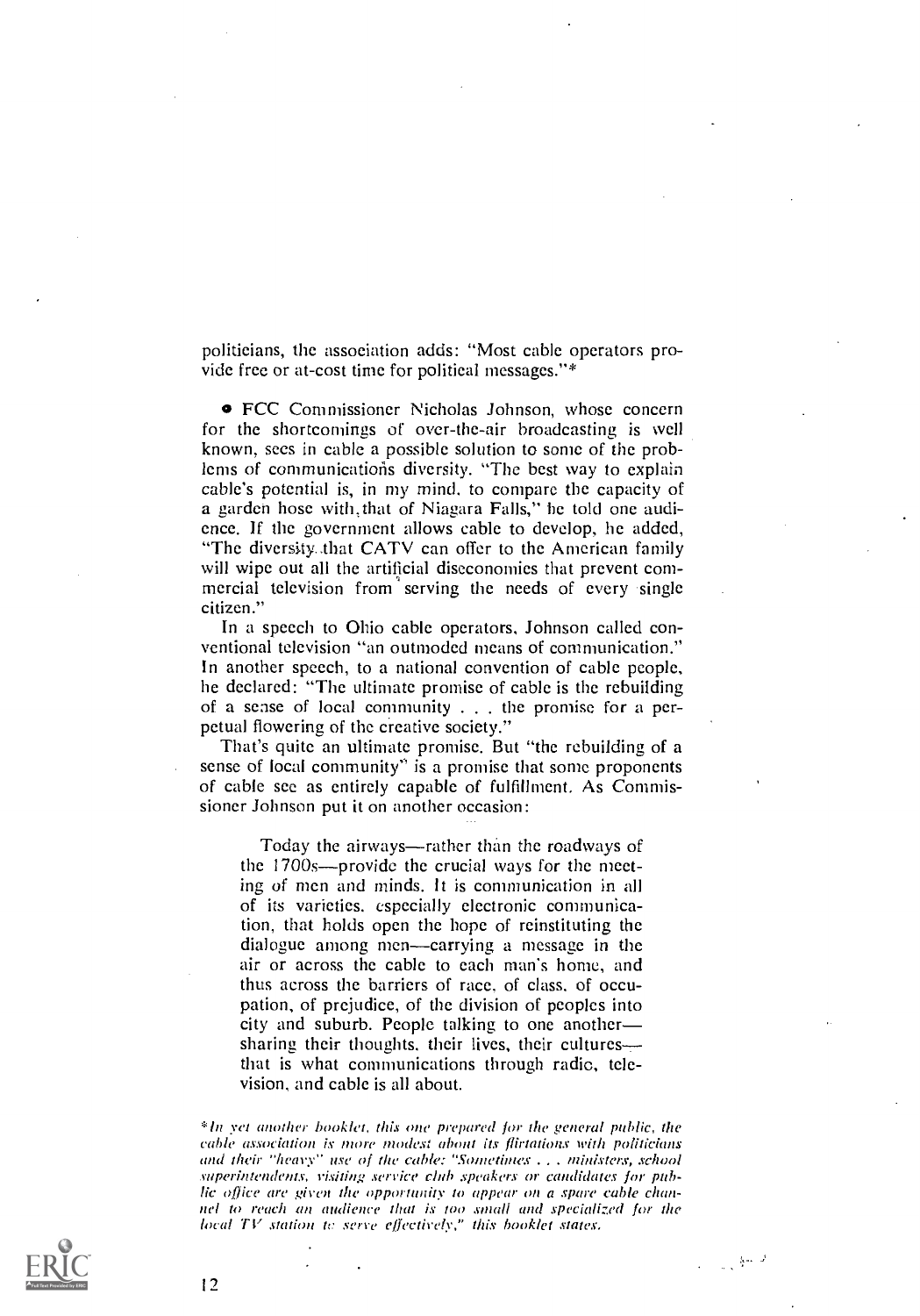politicians, the association adds: "Most cable operators provide free or at-cost time for political messages."*

- FCC Commissioner Nicholas Johnson, whose concern for the shortcomings of over-the-air broadcasting is well known, sees in cable a possible solution to some of the problems of communications diversity. "The best way to explain cable's potential is, in my mind, to compare the capacity of a garden hose with that of Niagara Falls," he told one audience. If the government allows cable to develop, he added, "The diversity that CATV can offer to the American family will wipe out all the artificial diseconomies that prevent commercial television from serving the needs of every single citizen."

In a speech to Ohio cable operators, Johnson called conventional television "an outmoded means of communication." In another speech, to a national convention of cable people, he declared: "The ultimate promise of cable is the rebuilding of a sense of local community . . . the promise for a perpetual flowering of the creative society."

That's quite an ultimate promise. But "the rebuilding of a sense of local community" is a promise that some proponents of cable see as entirely capable of fulfillment. As Commissioner Johnson put it on another occasion:

> Today the airways—rather than the roadways of the 1700s—provide the crucial ways for the meeting of men and minds. It is communication in all of its varieties, especially electronic communication, that holds open the hope of reinstituting the dialogue among men—carrying a message in the air or across the cable to each man's home, and thus across the barriers of race, of class, of occupation, of prejudice, of the division of peoples into city and suburb. People talking to one another—sharing their thoughts, their lives, their cultures—that is what communications through radio, television, and cable is all about.

*In yet another booklet, this one prepared for the general public, the cable association is more modest about its flirtations with politicians and their "heavy" use of the cable: "Sometimes . . . ministers, school superintendents, visiting service club speakers or candidates for public office are given the opportunity to appear on a spare cable channel to reach an audience that is too small and specialized for the local TV station to serve effectively," this booklet states.*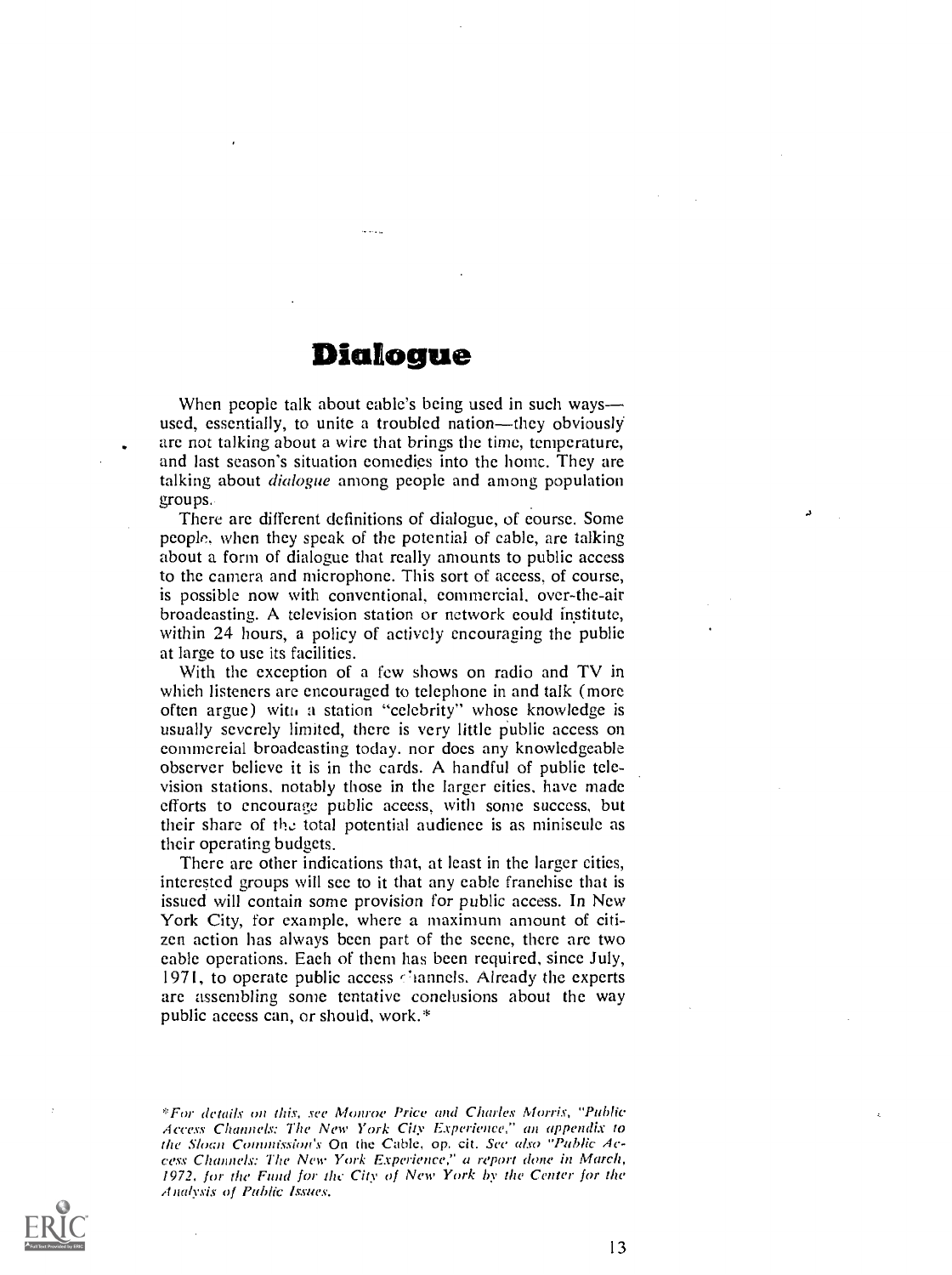# Dialogue

When people talk about cable's being used in such ways—used, essentially, to unite a troubled nation—they obviously are not talking about a wire that brings the time, temperature, and last season's situation comedies into the home. They are talking about *dialogue* among people and among population groups.

There are different definitions of dialogue, of course. Some people, when they speak of the potential of cable, are talking about a form of dialogue that really amounts to public access to the camera and microphone. This sort of access, of course, is possible now with conventional, commercial, over-the-air broadcasting. A television station or network could institute, within 24 hours, a policy of actively encouraging the public at large to use its facilities.

With the exception of a few shows on radio and TV in which listeners are encouraged to telephone in and talk (more often argue) with a station "celebrity" whose knowledge is usually severely limited, there is very little public access on commercial broadcasting today, nor does any knowledgeable observer believe it is in the cards. A handful of public television stations, notably those in the larger cities, have made efforts to encourage public access, with some success, but their share of the total potential audience is as miniscule as their operating budgets.

There are other indications that, at least in the larger cities, interested groups will see to it that any cable franchise that is issued will contain some provision for public access. In New York City, for example, where a maximum amount of citizen action has always been part of the scene, there are two cable operations. Each of them has been required, since July, 1971, to operate public access channels. Already the experts are assembling some tentative conclusions about the way public access can, or should, work.*

*\*For details on this, see Monroe Price and Charles Morris, "Public Access Channels: The New York City Experience," an appendix to the Sloan Commission's* On the Cable, *op. cit. See also "Public Access Channels: The New York Experience," a report done in March, 1972, for the Fund for the City of New York by the Center for the Analysis of Public Issues.*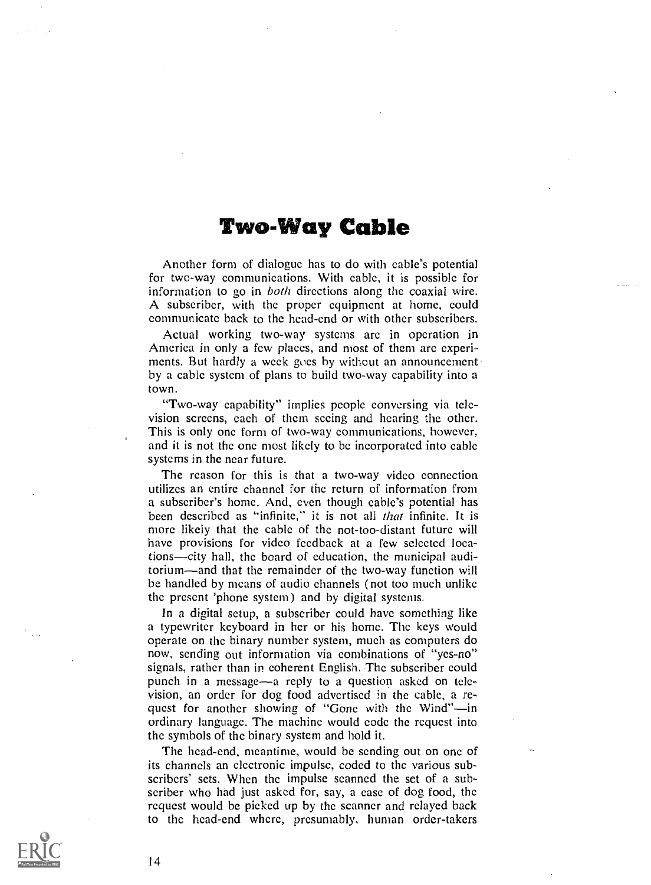# Two-Way Cable

Another form of dialogue has to do with cable's potential for two-way communications. With cable, it is possible for information to go in *both* directions along the coaxial wire. A subscriber, with the proper equipment at home, could communicate back to the head-end or with other subscribers.

Actual working two-way systems are in operation in America in only a few places, and most of them are experiments. But hardly a week goes by without an announcement by a cable system of plans to build two-way capability into a town.

"Two-way capability" implies people conversing via television screens, each of them seeing and hearing the other. This is only one form of two-way communications, however, and it is not the one most likely to be incorporated into cable systems in the near future.

The reason for this is that a two-way video connection utilizes an entire channel for the return of information from a subscriber's home. And, even though cable's potential has been described as "infinite," it is not all *that* infinite. It is more likely that the cable of the not-too-distant future will have provisions for video feedback at a few selected locations—city hall, the board of education, the municipal auditorium—and that the remainder of the two-way function will be handled by means of audio channels (not too much unlike the present 'phone system) and by digital systems.

In a digital setup, a subscriber could have something like a typewriter keyboard in her or his home. The keys would operate on the binary number system, much as computers do now, sending out information via combinations of "yes-no" signals, rather than in coherent English. The subscriber could punch in a message—a reply to a question asked on television, an order for dog food advertised in the cable, a request for another showing of "Gone with the Wind"—in ordinary language. The machine would code the request into the symbols of the binary system and hold it.

The head-end, meantime, would be sending out on one of its channels an electronic impulse, coded to the various subscribers' sets. When the impulse scanned the set of a subscriber who had just asked for, say, a case of dog food, the request would be picked up by the scanner and relayed back to the head-end where, presumably, human order-takers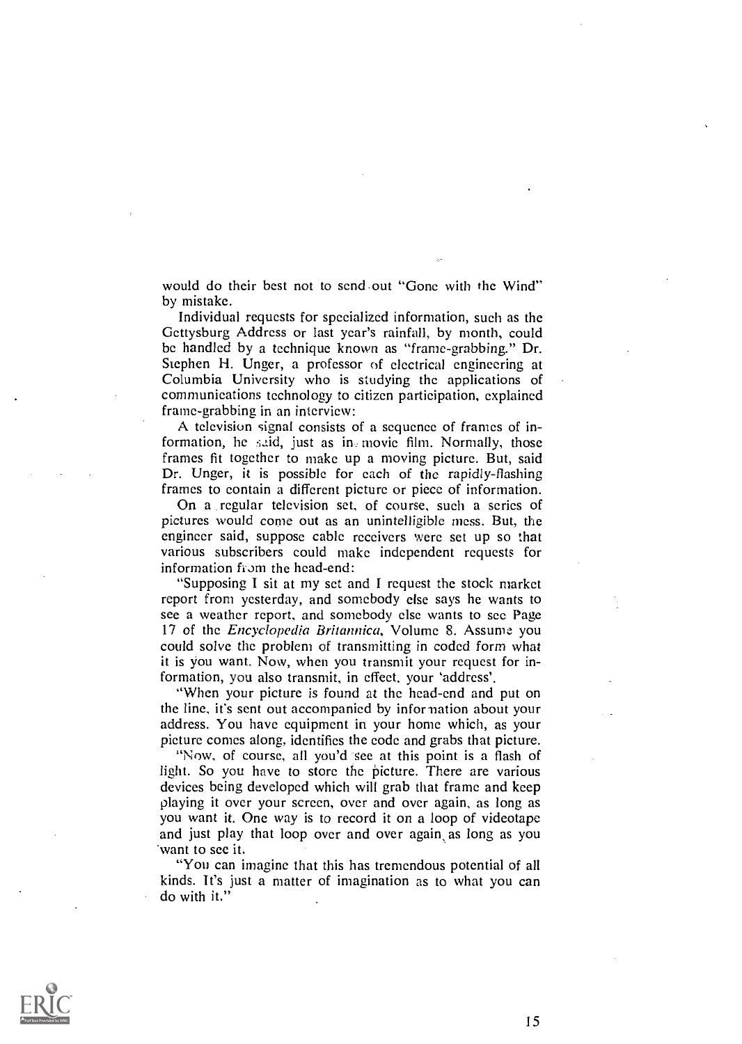would do their best not to send out "Gone with the Wind" by mistake.

Individual requests for specialized information, such as the Gettysburg Address or last year's rainfall, by month, could be handled by a technique known as "frame-grabbing." Dr. Stephen H. Unger, a professor of electrical engineering at Columbia University who is studying the applications of communications technology to citizen participation, explained frame-grabbing in an interview:

A television signal consists of a sequence of frames of information, he said, just as in movie film. Normally, those frames fit together to make up a moving picture. But, said Dr. Unger, it is possible for each of the rapidly-flashing frames to contain a different picture or piece of information.

On a regular television set, of course, such a series of pictures would come out as an unintelligible mess. But, the engineer said, suppose cable receivers were set up so that various subscribers could make independent requests for information from the head-end:

"Supposing I sit at my set and I request the stock market report from yesterday, and somebody else says he wants to see a weather report, and somebody else wants to see Page 17 of the *Encyclopedia Britannica*, Volume 8. Assume you could solve the problem of transmitting in coded form what it is you want. Now, when you transmit your request for information, you also transmit, in effect, your 'address'.

"When your picture is found at the head-end and put on the line, it's sent out accompanied by information about your address. You have equipment in your home which, as your picture comes along, identifies the code and grabs that picture.

"Now, of course, all you'd see at this point is a flash of light. So you have to store the picture. There are various devices being developed which will grab that frame and keep playing it over your screen, over and over again, as long as you want it. One way is to record it on a loop of videotape and just play that loop over and over again as long as you want to see it.

"You can imagine that this has tremendous potential of all kinds. It's just a matter of imagination as to what you can do with it."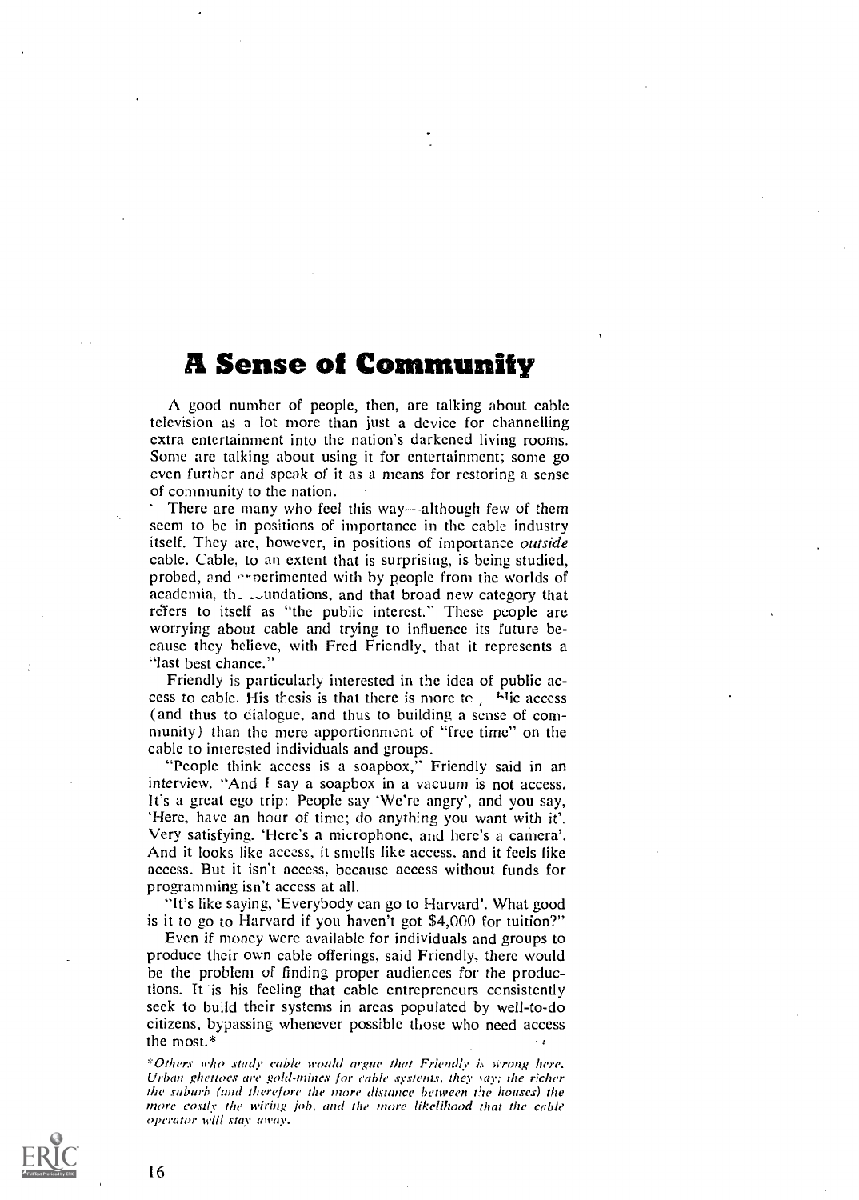## A Sense of Community

A good number of people, then, are talking about cable television as a lot more than just a device for channelling extra entertainment into the nation's darkened living rooms. Some are talking about using it for entertainment; some go even further and speak of it as a means for restoring a sense of community to the nation.

There are many who feel this way—although few of them seem to be in positions of importance in the cable industry itself. They are, however, in positions of importance *outside* cable. Cable, to an extent that is surprising, is being studied, probed, and experimented with by people from the worlds of academia, the foundations, and that broad new category that refers to itself as "the public interest." These people are worrying about cable and trying to influence its future because they believe, with Fred Friendly, that it represents a "last best chance."

Friendly is particularly interested in the idea of public access to cable. His thesis is that there is more to public access (and thus to dialogue, and thus to building a sense of community) than the mere apportionment of "free time" on the cable to interested individuals and groups.

"People think access is a soapbox," Friendly said in an interview. "And I say a soapbox in a vacuum is not access. It's a great ego trip: People say 'We're angry', and you say, 'Here, have an hour of time; do anything you want with it'. Very satisfying. 'Here's a microphone, and here's a camera'. And it looks like access, it smells like access, and it feels like access. But it isn't access, because access without funds for programming isn't access at all.

"It's like saying, 'Everybody can go to Harvard'. What good is it to go to Harvard if you haven't got $4,000 for tuition?"

Even if money were available for individuals and groups to produce their own cable offerings, said Friendly, there would be the problem of finding proper audiences for the productions. It is his feeling that cable entrepreneurs consistently seek to build their systems in areas populated by well-to-do citizens, bypassing whenever possible those who need access the most.*

**Others who study cable would argue that Friendly is wrong here. Urban ghettoes are gold-mines for cable systems, they say; the richer the suburb (and therefore the more distance between the houses) the more costly the wiring job, and the more likelihood that the cable operator will stay away.*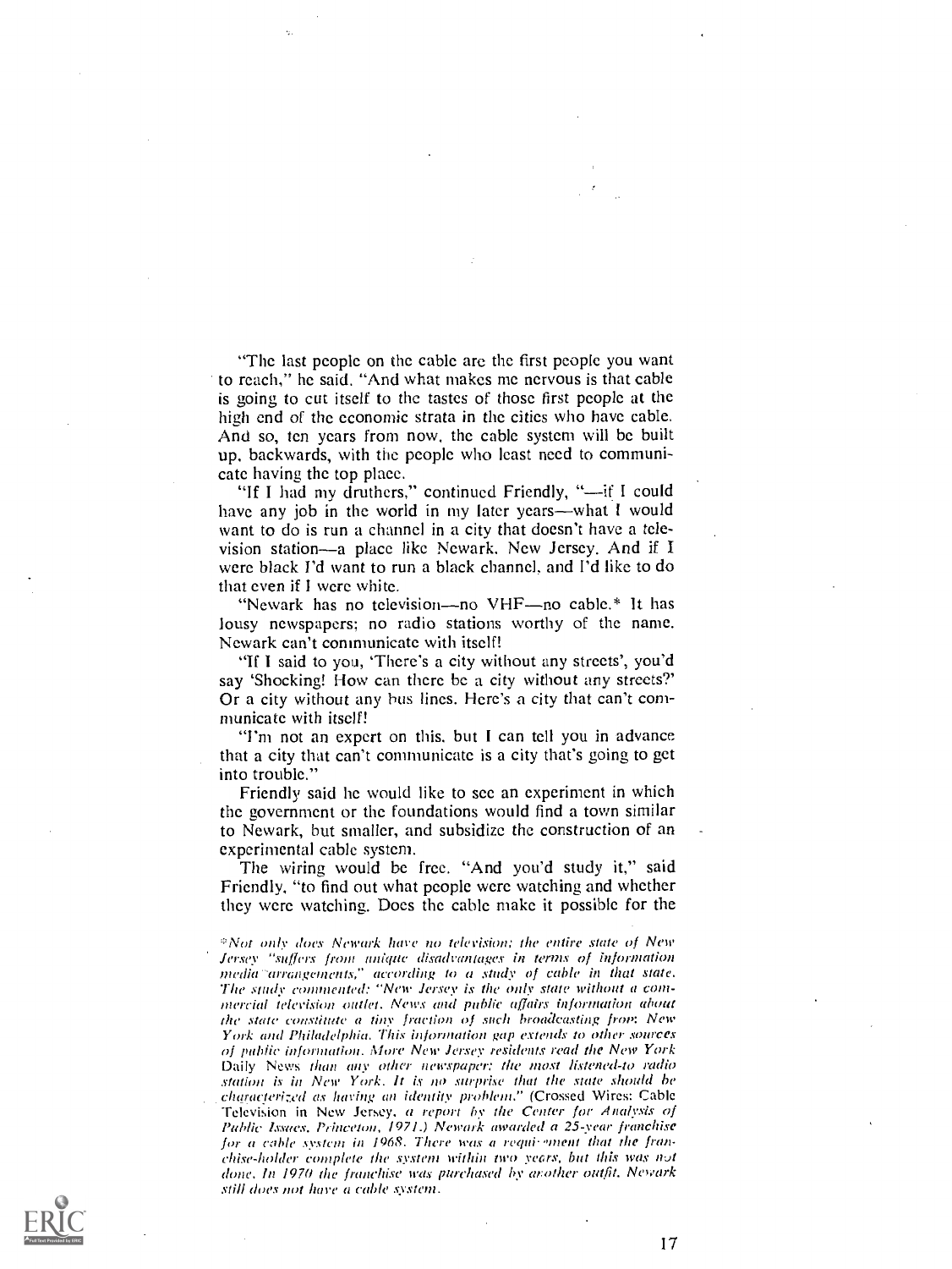"The last people on the cable are the first people you want to reach," he said. "And what makes me nervous is that cable is going to cut itself to the tastes of those first people at the high end of the economic strata in the cities who have cable. And so, ten years from now, the cable system will be built up, backwards, with the people who least need to communicate having the top place.

"If I had my druthers," continued Friendly, "—if I could have any job in the world in my later years—what I would want to do is run a channel in a city that doesn't have a television station—a place like Newark, New Jersey. And if I were black I'd want to run a black channel, and I'd like to do that even if I were white.

"Newark has no television—no VHF—no cable.* It has lousy newspapers; no radio stations worthy of the name. Newark can't communicate with itself!

"If I said to you, 'There's a city without any streets', you'd say 'Shocking! How can there be a city without any streets?' Or a city without any bus lines. Here's a city that can't communicate with itself!

"I'm not an expert on this, but I can tell you in advance that a city that can't communicate is a city that's going to get into trouble."

Friendly said he would like to see an experiment in which the government or the foundations would find a town similar to Newark, but smaller, and subsidize the construction of an experimental cable system.

The wiring would be free. "And you'd study it," said Friendly, "to find out what people were watching and whether they were watching. Does the cable make it possible for the

*Not only does Newark have no television; the entire state of New Jersey "suffers from unique disadvantages in terms of information media arrangements," according to a study of cable in that state. The study commented: "New Jersey is the only state without a commercial television outlet. News and public affairs information about the state constitute a tiny fraction of such broadcasting from New York and Philadelphia. This information gap extends to other sources of public information. More New Jersey residents read the New York* Daily News *than any other newspaper; the most listened-to radio station is in New York. It is no surprise that the state should be characterized as having an identity problem."* (Crossed Wires: Cable Television in New Jersey, *a report by the Center for Analysis of Public Issues, Princeton, 1971.) Newark awarded a 25-year franchise for a cable system in 1968. There was a requirement that the franchise-holder complete the system within two years, but this was not done. In 1970 the franchise was purchased by another outfit. Newark still does not have a cable system.*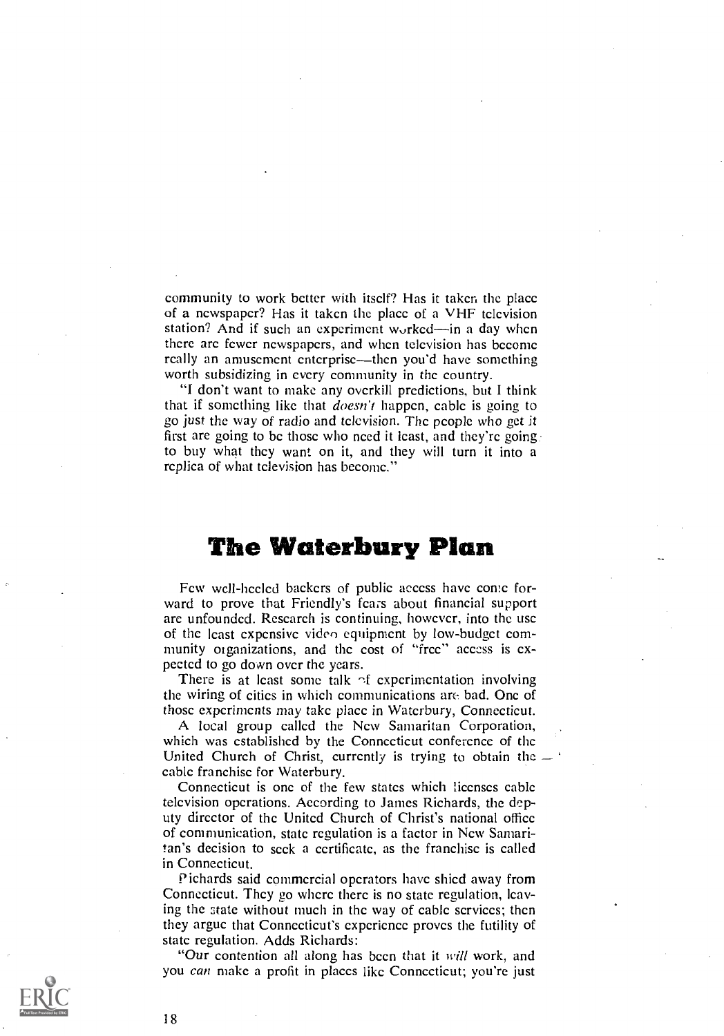community to work better with itself? Has it taken the place of a newspaper? Has it taken the place of a VHF television station? And if such an experiment worked—in a day when there are fewer newspapers, and when television has become really an amusement enterprise—then you'd have something worth subsidizing in every community in the country.

"I don't want to make any overkill predictions, but I think that if something like that *doesn't* happen, cable is going to go just the way of radio and television. The people who get it first are going to be those who need it least, and they're going to buy what they want on it, and they will turn it into a replica of what television has become."

## The Waterbury Plan

Few well-heeled backers of public access have come forward to prove that Friendly's fears about financial support are unfounded. Research is continuing, however, into the use of the least expensive video equipment by low-budget community organizations, and the cost of "free" access is expected to go down over the years.

There is at least some talk of experimentation involving the wiring of cities in which communications are bad. One of those experiments may take place in Waterbury, Connecticut.

A local group called the New Samaritan Corporation, which was established by the Connecticut conference of the United Church of Christ, currently is trying to obtain the cable franchise for Waterbury.

Connecticut is one of the few states which licenses cable television operations. According to James Richards, the deputy director of the United Church of Christ's national office of communication, state regulation is a factor in New Samaritan's decision to seek a certificate, as the franchise is called in Connecticut.

Richards said commercial operators have shied away from Connecticut. They go where there is no state regulation, leaving the state without much in the way of cable services; then they argue that Connecticut's experience proves the futility of state regulation. Adds Richards:

"Our contention all along has been that it *will* work, and you *can* make a profit in places like Connecticut; you're just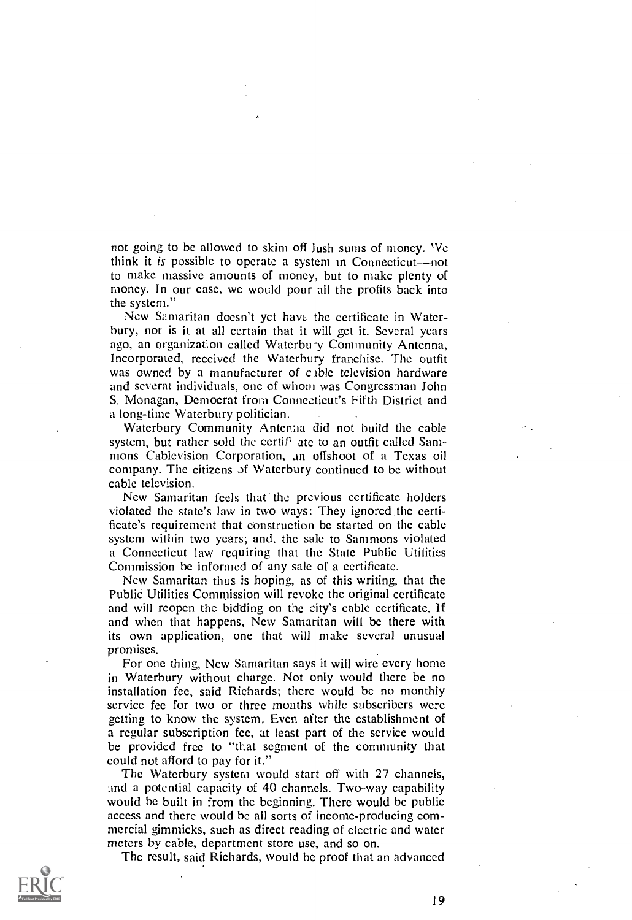not going to be allowed to skim off lush sums of money. We think it *is* possible to operate a system in Connecticut—not to make massive amounts of money, but to make plenty of money. In our case, we would pour all the profits back into the system."

New Samaritan doesn't yet have the certificate in Waterbury, nor is it at all certain that it will get it. Several years ago, an organization called Waterbury Community Antenna, Incorporated, received the Waterbury franchise. The outfit was owned by a manufacturer of cable television hardware and several individuals, one of whom was Congressman John S. Monagan, Democrat from Connecticut's Fifth District and a long-time Waterbury politician.

Waterbury Community Antenna did not build the cable system, but rather sold the certificate to an outfit called Sammons Cablevision Corporation, an offshoot of a Texas oil company. The citizens of Waterbury continued to be without cable television.

New Samaritan feels that the previous certificate holders violated the state's law in two ways: They ignored the certificate's requirement that construction be started on the cable system within two years; and, the sale to Sammons violated a Connecticut law requiring that the State Public Utilities Commission be informed of any sale of a certificate.

New Samaritan thus is hoping, as of this writing, that the Public Utilities Commission will revoke the original certificate and will reopen the bidding on the city's cable certificate. If and when that happens, New Samaritan will be there with its own application, one that will make several unusual promises.

For one thing, New Samaritan says it will wire every home in Waterbury without charge. Not only would there be no installation fee, said Richards; there would be no monthly service fee for two or three months while subscribers were getting to know the system. Even after the establishment of a regular subscription fee, at least part of the service would be provided free to "that segment of the community that could not afford to pay for it."

The Waterbury system would start off with 27 channels, and a potential capacity of 40 channels. Two-way capability would be built in from the beginning. There would be public access and there would be all sorts of income-producing commercial gimmicks, such as direct reading of electric and water meters by cable, department store use, and so on.

The result, said Richards, would be proof that an advanced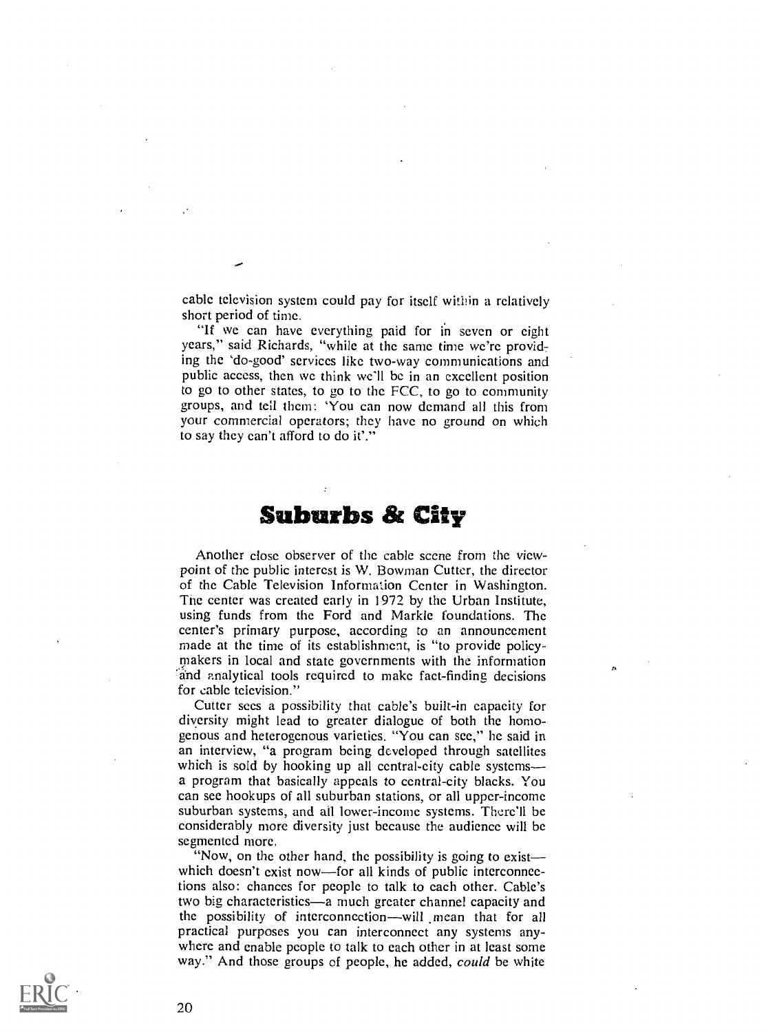cable television system could pay for itself within a relatively short period of time.

"If we can have everything paid for in seven or eight years," said Richards, "while at the same time we're providing the 'do-good' services like two-way communications and public access, then we think we'll be in an excellent position to go to other states, to go to the FCC, to go to community groups, and tell them: 'You can now demand all this from your commercial operators; they have no ground on which to say they can't afford to do it'."

## Suburbs & City

Another close observer of the cable scene from the viewpoint of the public interest is W. Bowman Cutter, the director of the Cable Television Information Center in Washington. The center was created early in 1972 by the Urban Institute, using funds from the Ford and Markle foundations. The center's primary purpose, according to an announcement made at the time of its establishment, is "to provide policymakers in local and state governments with the information and analytical tools required to make fact-finding decisions for cable television."

Cutter sees a possibility that cable's built-in capacity for diversity might lead to greater dialogue of both the homogenous and heterogenous varieties. "You can see," he said in an interview, "a program being developed through satellites which is sold by hooking up all central-city cable systems—a program that basically appeals to central-city blacks. You can see hookups of all suburban stations, or all upper-income suburban systems, and all lower-income systems. There'll be considerably more diversity just because the audience will be segmented more.

"Now, on the other hand, the possibility is going to exist—which doesn't exist now—for all kinds of public interconnections also: chances for people to talk to each other. Cable's two big characteristics—a much greater channel capacity and the possibility of interconnection—will mean that for all practical purposes you can interconnect any systems anywhere and enable people to talk to each other in at least some way." And those groups of people, he added, *could* be white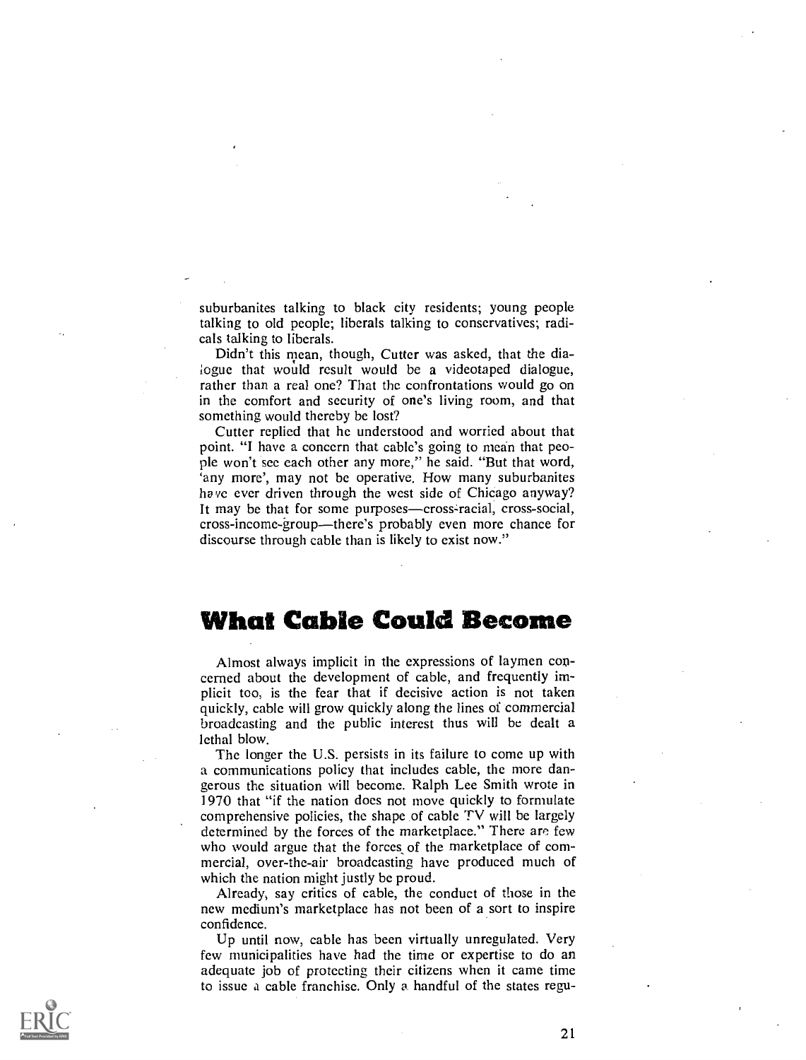suburbanites talking to black city residents; young people talking to old people; liberals talking to conservatives; radicals talking to liberals.

Didn't this mean, though, Cutter was asked, that the dialogue that would result would be a videotaped dialogue, rather than a real one? That the confrontations would go on in the comfort and security of one's living room, and that something would thereby be lost?

Cutter replied that he understood and worried about that point. "I have a concern that cable's going to mean that people won't see each other any more," he said. "But that word, 'any more', may not be operative. How many suburbanites have ever driven through the west side of Chicago anyway? It may be that for some purposes—cross-racial, cross-social, cross-income-group—there's probably even more chance for discourse through cable than is likely to exist now."

# What Cable Could Become

Almost always implicit in the expressions of laymen concerned about the development of cable, and frequently implicit too, is the fear that if decisive action is not taken quickly, cable will grow quickly along the lines of commercial broadcasting and the public interest thus will be dealt a lethal blow.

The longer the U.S. persists in its failure to come up with a communications policy that includes cable, the more dangerous the situation will become. Ralph Lee Smith wrote in 1970 that "if the nation does not move quickly to formulate comprehensive policies, the shape of cable TV will be largely determined by the forces of the marketplace." There are few who would argue that the forces of the marketplace of commercial, over-the-air broadcasting have produced much of which the nation might justly be proud.

Already, say critics of cable, the conduct of those in the new medium's marketplace has not been of a sort to inspire confidence.

Up until now, cable has been virtually unregulated. Very few municipalities have had the time or expertise to do an adequate job of protecting their citizens when it came time to issue a cable franchise. Only a handful of the states regu-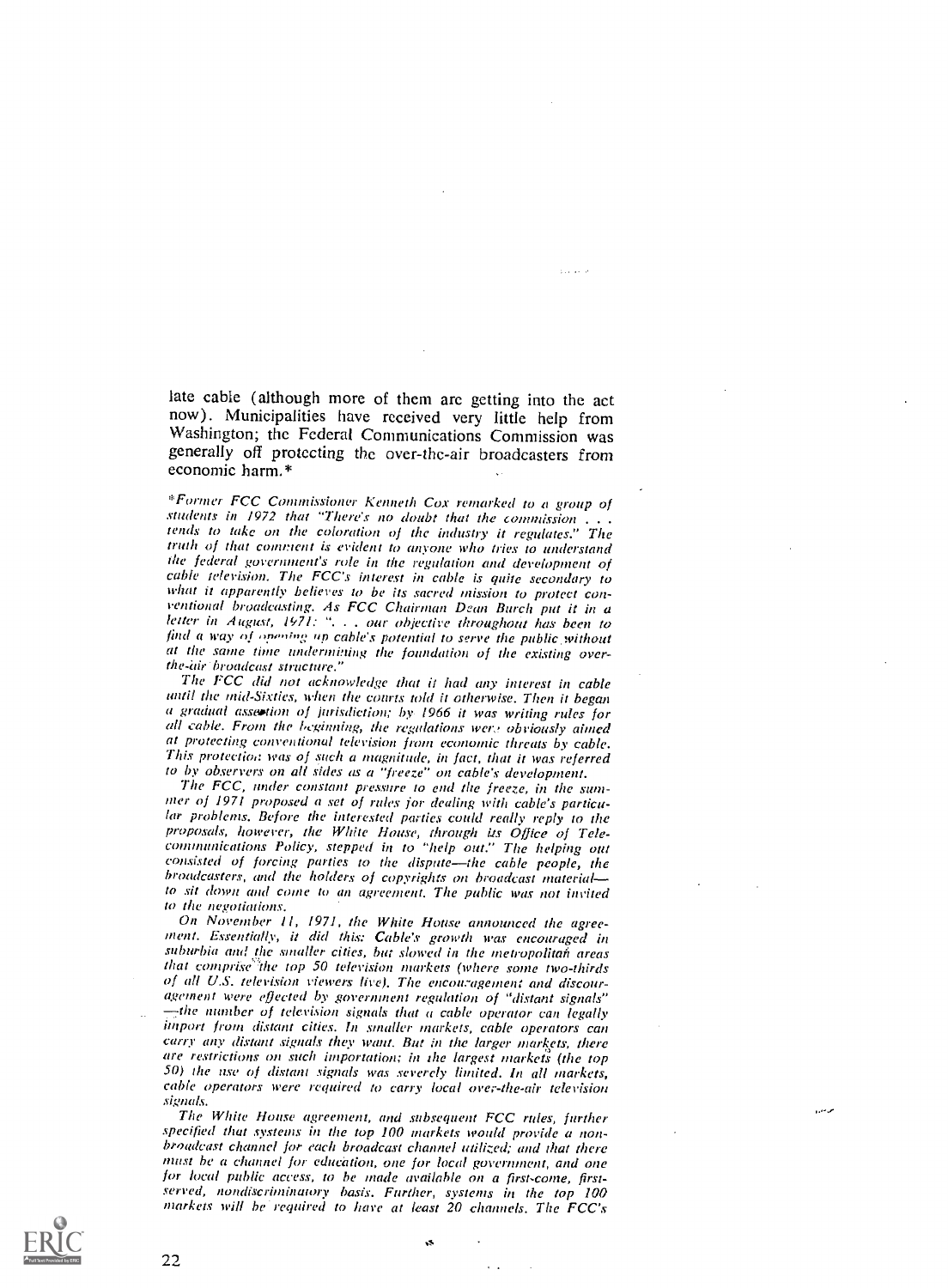late cable (although more of them are getting into the act now). Municipalities have received very little help from Washington; the Federal Communications Commission was generally off protecting the over-the-air broadcasters from economic harm.*

**Former FCC Commissioner Kenneth Cox remarked to a group of students in 1972 that "There's no doubt that the commission . . . tends to take on the coloration of the industry it regulates." The truth of that comment is evident to anyone who tries to understand the federal government's role in the regulation and development of cable television. The FCC's interest in cable is quite secondary to what it apparently believes to be its sacred mission to protect conventional broadcasting. As FCC Chairman Dean Burch put it in a letter in August, 1971: ". . . our objective throughout has been to find a way of opening up cable's potential to serve the public without at the same time undermining the foundation of the existing over-the-air broadcast structure."*

*The FCC did not acknowledge that it had any interest in cable until the mid-Sixties, when the courts told it otherwise. Then it began a gradual assertion of jurisdiction; by 1966 it was writing rules for all cable. From the beginning, the regulations were obviously aimed at protecting conventional television from economic threats by cable. This protection was of such a magnitude, in fact, that it was referred to by observers on all sides as a "freeze" on cable's development.*

*The FCC, under constant pressure to end the freeze, in the summer of 1971 proposed a set of rules for dealing with cable's particular problems. Before the interested parties could really reply to the proposals, however, the White House, through its Office of Telecommunications Policy, stepped in to "help out." The helping out consisted of forcing parties to the dispute—the cable people, the broadcasters, and the holders of copyrights on broadcast material—to sit down and come to an agreement. The public was not invited to the negotiations.*

*On November 11, 1971, the White House announced the agreement. Essentially, it did this: Cable's growth was encouraged in suburbia and the smaller cities, but slowed in the metropolitan areas that comprise the top 50 television markets (where some two-thirds of all U.S. television viewers live). The encouragement and discouragement were effected by government regulation of "distant signals"—the number of television signals that a cable operator can legally import from distant cities. In smaller markets, cable operators can carry any distant signals they want. But in the larger markets, there are restrictions on such importation; in the largest markets (the top 50) the use of distant signals was severely limited. In all markets, cable operators were required to carry local over-the-air television signals.*

*The White House agreement, and subsequent FCC rules, further specified that systems in the top 100 markets would provide a non-broadcast channel for each broadcast channel utilized; and that there must be a channel for education, one for local government, and one for local public access, to be made available on a first-come, first-served, nondiscriminatory basis. Further, systems in the top 100 markets will be required to have at least 20 channels. The FCC's*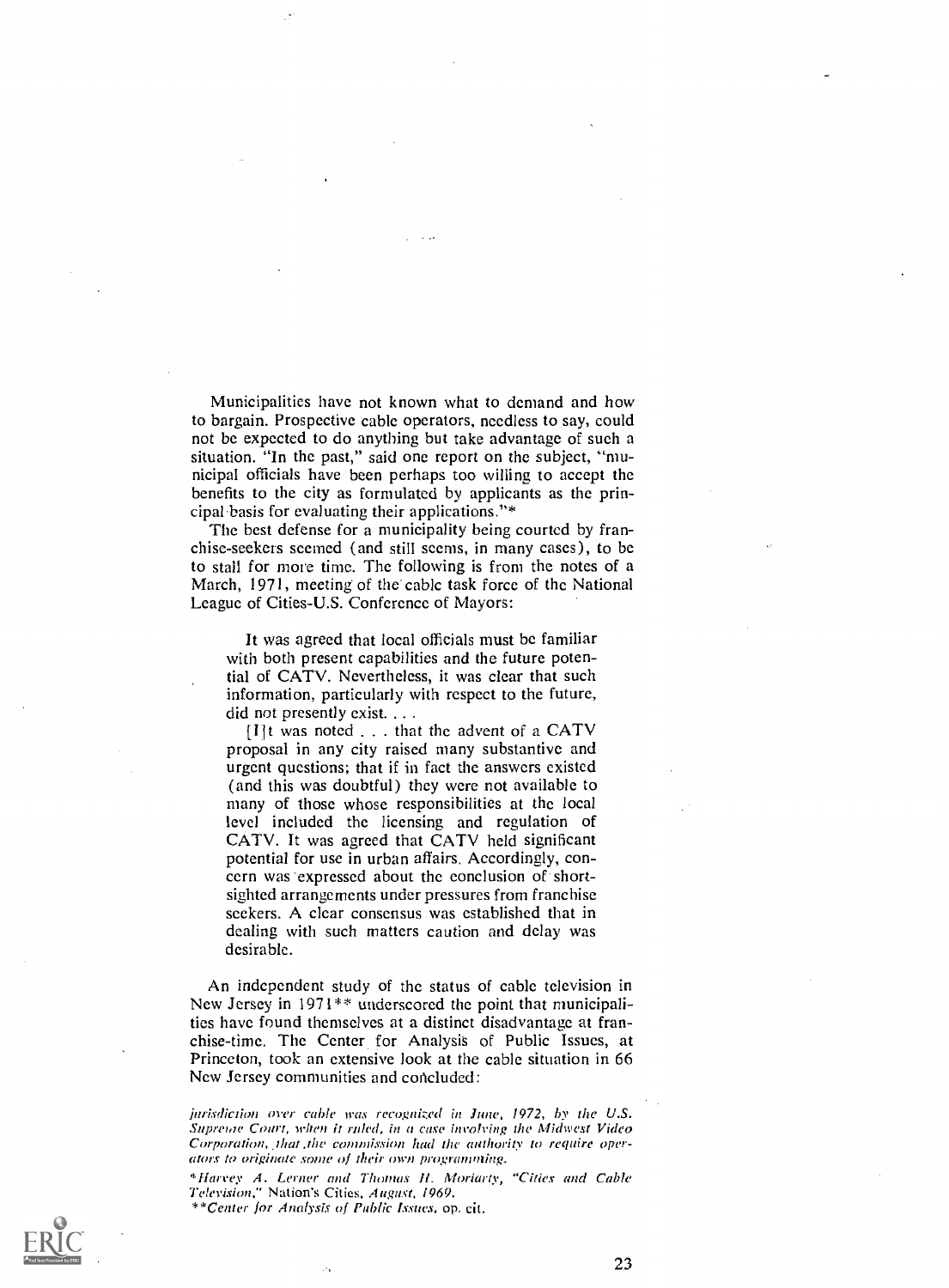Municipalities have not known what to demand and how to bargain. Prospective cable operators, needless to say, could not be expected to do anything but take advantage of such a situation. "In the past," said one report on the subject, "municipal officials have been perhaps too willing to accept the benefits to the city as formulated by applicants as the principal basis for evaluating their applications."*

The best defense for a municipality being courted by franchise-seekers seemed (and still seems, in many cases), to be to stall for more time. The following is from the notes of a March, 1971, meeting of the cable task force of the National League of Cities-U.S. Conference of Mayors:

> It was agreed that local officials must be familiar with both present capabilities and the future potential of CATV. Nevertheless, it was clear that such information, particularly with respect to the future, did not presently exist. . . .
>
> [I]t was noted . . . that the advent of a CATV proposal in any city raised many substantive and urgent questions; that if in fact the answers existed (and this was doubtful) they were not available to many of those whose responsibilities at the local level included the licensing and regulation of CATV. It was agreed that CATV held significant potential for use in urban affairs. Accordingly, concern was expressed about the conclusion of shortsighted arrangements under pressures from franchise seekers. A clear consensus was established that in dealing with such matters caution and delay was desirable.

An independent study of the status of cable television in New Jersey in 1971** underscored the point that municipalities have found themselves at a distinct disadvantage at franchise-time. The Center for Analysis of Public Issues, at Princeton, took an extensive look at the cable situation in 66 New Jersey communities and concluded:

*jurisdiction over cable was recognized in June, 1972, by the U.S. Supreme Court, when it ruled, in a case involving the Midwest Video Corporation, that the commission had the authority to require operators to originate some of their own programming.*

*\*Harvey A. Lerner and Thomas H. Moriarty, "Cities and Cable Television," Nation's Cities, August, 1969.*

*\*\*Center for Analysis of Public Issues, op. cit.*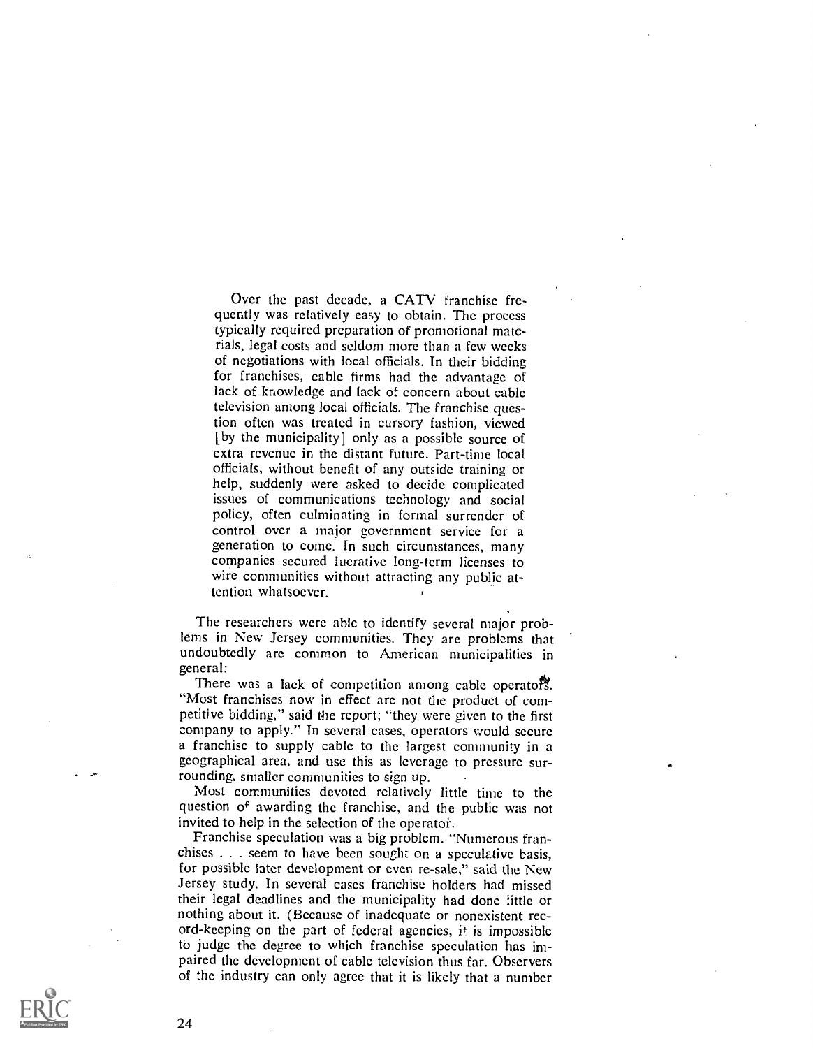> Over the past decade, a CATV franchise frequently was relatively easy to obtain. The process typically required preparation of promotional materials, legal costs and seldom more than a few weeks of negotiations with local officials. In their bidding for franchises, cable firms had the advantage of lack of knowledge and lack of concern about cable television among local officials. The franchise question often was treated in cursory fashion, viewed [by the municipality] only as a possible source of extra revenue in the distant future. Part-time local officials, without benefit of any outside training or help, suddenly were asked to decide complicated issues of communications technology and social policy, often culminating in formal surrender of control over a major government service for a generation to come. In such circumstances, many companies secured lucrative long-term licenses to wire communities without attracting any public attention whatsoever.

The researchers were able to identify several major problems in New Jersey communities. They are problems that undoubtedly are common to American municipalities in general:

There was a lack of competition among cable operators. "Most franchises now in effect are not the product of competitive bidding," said the report; "they were given to the first company to apply." In several cases, operators would secure a franchise to supply cable to the largest community in a geographical area, and use this as leverage to pressure surrounding, smaller communities to sign up.

Most communities devoted relatively little time to the question of awarding the franchise, and the public was not invited to help in the selection of the operator.

Franchise speculation was a big problem. "Numerous franchises . . . seem to have been sought on a speculative basis, for possible later development or even re-sale," said the New Jersey study. In several cases franchise holders had missed their legal deadlines and the municipality had done little or nothing about it. (Because of inadequate or nonexistent record-keeping on the part of federal agencies, it is impossible to judge the degree to which franchise speculation has impaired the development of cable television thus far. Observers of the industry can only agree that it is likely that a number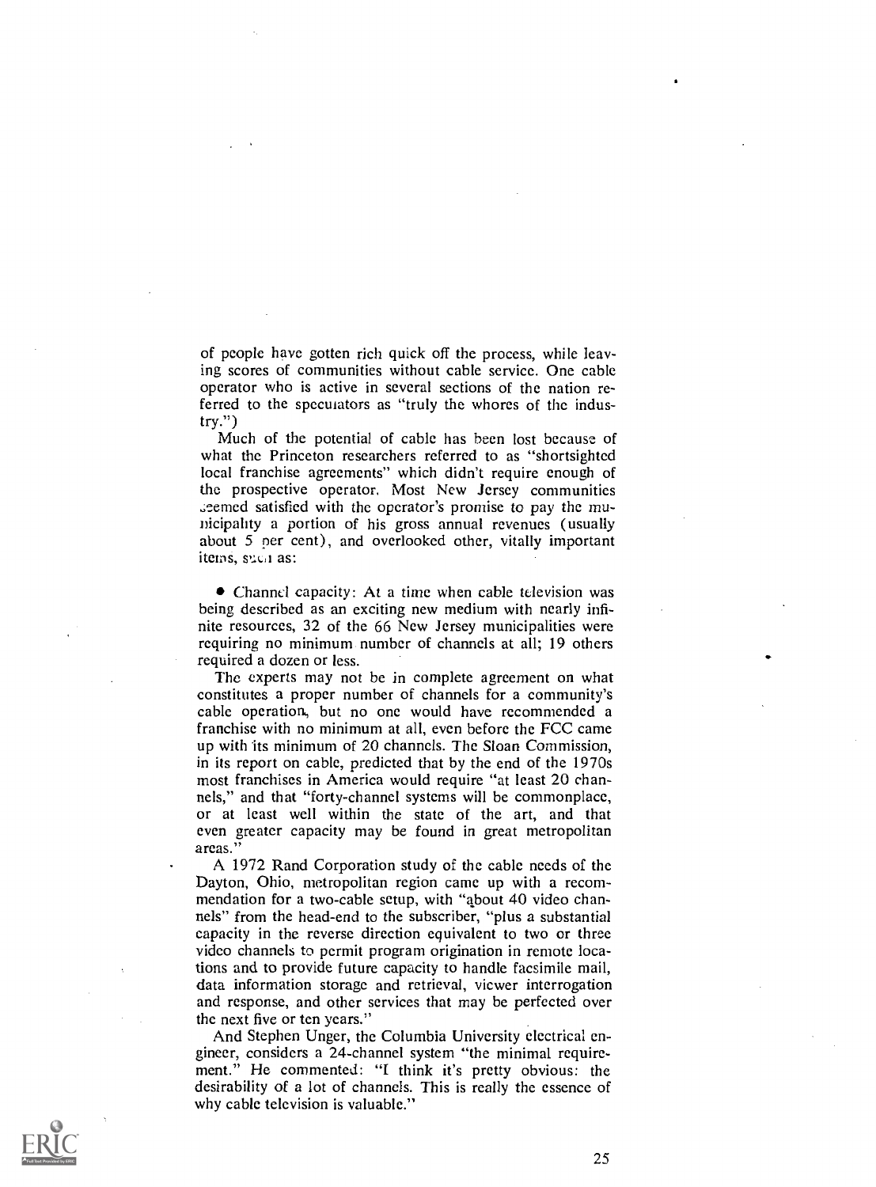of people have gotten rich quick off the process, while leaving scores of communities without cable service. One cable operator who is active in several sections of the nation referred to the speculators as "truly the whores of the industry.")

Much of the potential of cable has been lost because of what the Princeton researchers referred to as "shortsighted local franchise agreements" which didn't require enough of the prospective operator. Most New Jersey communities seemed satisfied with the operator's promise to pay the municipality a portion of his gross annual revenues (usually about 5 per cent), and overlooked other, vitally important items, such as:

- Channel capacity: At a time when cable television was being described as an exciting new medium with nearly infinite resources, 32 of the 66 New Jersey municipalities were requiring no minimum number of channels at all; 19 others required a dozen or less.

The experts may not be in complete agreement on what constitutes a proper number of channels for a community's cable operation, but no one would have recommended a franchise with no minimum at all, even before the FCC came up with its minimum of 20 channels. The Sloan Commission, in its report on cable, predicted that by the end of the 1970s most franchises in America would require "at least 20 channels," and that "forty-channel systems will be commonplace, or at least well within the state of the art, and that even greater capacity may be found in great metropolitan areas."

A 1972 Rand Corporation study of the cable needs of the Dayton, Ohio, metropolitan region came up with a recommendation for a two-cable setup, with "about 40 video channels" from the head-end to the subscriber, "plus a substantial capacity in the reverse direction equivalent to two or three video channels to permit program origination in remote locations and to provide future capacity to handle facsimile mail, data information storage and retrieval, viewer interrogation and response, and other services that may be perfected over the next five or ten years."

And Stephen Unger, the Columbia University electrical engineer, considers a 24-channel system "the minimal requirement." He commented: "I think it's pretty obvious: the desirability of a lot of channels. This is really the essence of why cable television is valuable."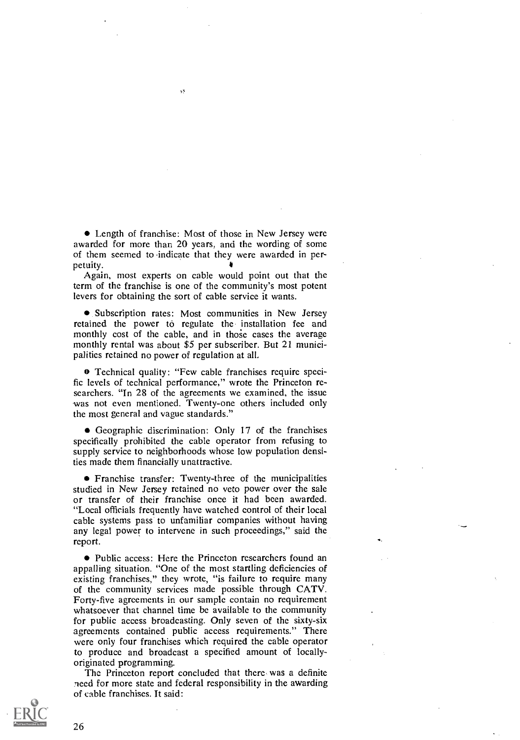- Length of franchise: Most of those in New Jersey were awarded for more than 20 years, and the wording of some of them seemed to indicate that they were awarded in perpetuity.

Again, most experts on cable would point out that the term of the franchise is one of the community's most potent levers for obtaining the sort of cable service it wants.

- Subscription rates: Most communities in New Jersey retained the power to regulate the installation fee and monthly cost of the cable, and in those cases the average monthly rental was about $5 per subscriber. But 21 municipalities retained no power of regulation at all.

- Technical quality: "Few cable franchises require specific levels of technical performance," wrote the Princeton researchers. "In 28 of the agreements we examined, the issue was not even mentioned. Twenty-one others included only the most general and vague standards."

- Geographic discrimination: Only 17 of the franchises specifically prohibited the cable operator from refusing to supply service to neighborhoods whose low population densities made them financially unattractive.

- Franchise transfer: Twenty-three of the municipalities studied in New Jersey retained no veto power over the sale or transfer of their franchise once it had been awarded. "Local officials frequently have watched control of their local cable systems pass to unfamiliar companies without having any legal power to intervene in such proceedings," said the report.

- Public access: Here the Princeton researchers found an appalling situation. "One of the most startling deficiencies of existing franchises," they wrote, "is failure to require many of the community services made possible through CATV. Forty-five agreements in our sample contain no requirement whatsoever that channel time be available to the community for public access broadcasting. Only seven of the sixty-six agreements contained public access requirements." There were only four franchises which required the cable operator to produce and broadcast a specified amount of locally-originated programming.

The Princeton report concluded that there was a definite need for more state and federal responsibility in the awarding of cable franchises. It said: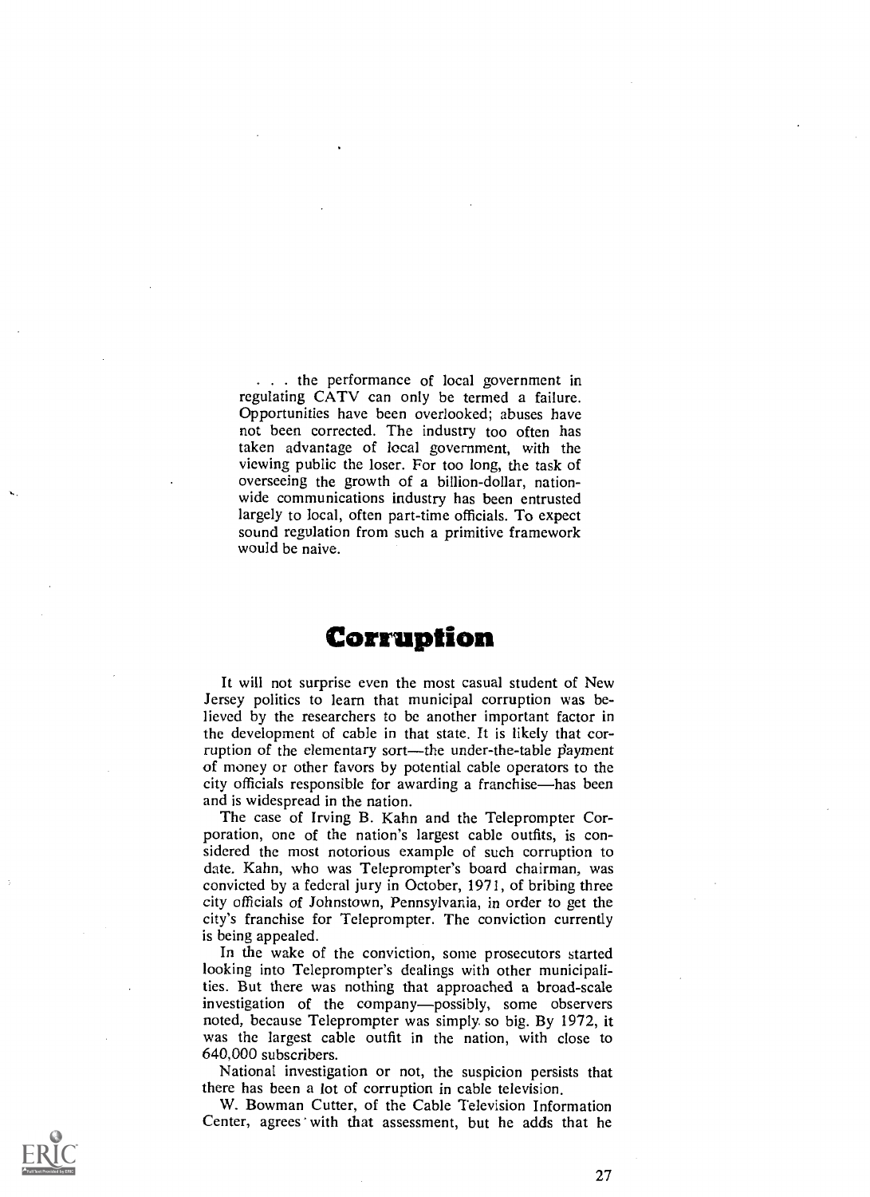> . . . the performance of local government in regulating CATV can only be termed a failure. Opportunities have been overlooked; abuses have not been corrected. The industry too often has taken advantage of local government, with the viewing public the loser. For too long, the task of overseeing the growth of a billion-dollar, nationwide communications industry has been entrusted largely to local, often part-time officials. To expect sound regulation from such a primitive framework would be naive.

## Corruption

It will not surprise even the most casual student of New Jersey politics to learn that municipal corruption was believed by the researchers to be another important factor in the development of cable in that state. It is likely that corruption of the elementary sort—the under-the-table payment of money or other favors by potential cable operators to the city officials responsible for awarding a franchise—has been and is widespread in the nation.

The case of Irving B. Kahn and the Teleprompter Corporation, one of the nation's largest cable outfits, is considered the most notorious example of such corruption to date. Kahn, who was Teleprompter's board chairman, was convicted by a federal jury in October, 1971, of bribing three city officials of Johnstown, Pennsylvania, in order to get the city's franchise for Teleprompter. The conviction currently is being appealed.

In the wake of the conviction, some prosecutors started looking into Teleprompter's dealings with other municipalities. But there was nothing that approached a broad-scale investigation of the company—possibly, some observers noted, because Teleprompter was simply so big. By 1972, it was the largest cable outfit in the nation, with close to 640,000 subscribers.

National investigation or not, the suspicion persists that there has been a lot of corruption in cable television.

W. Bowman Cutter, of the Cable Television Information Center, agrees with that assessment, but he adds that he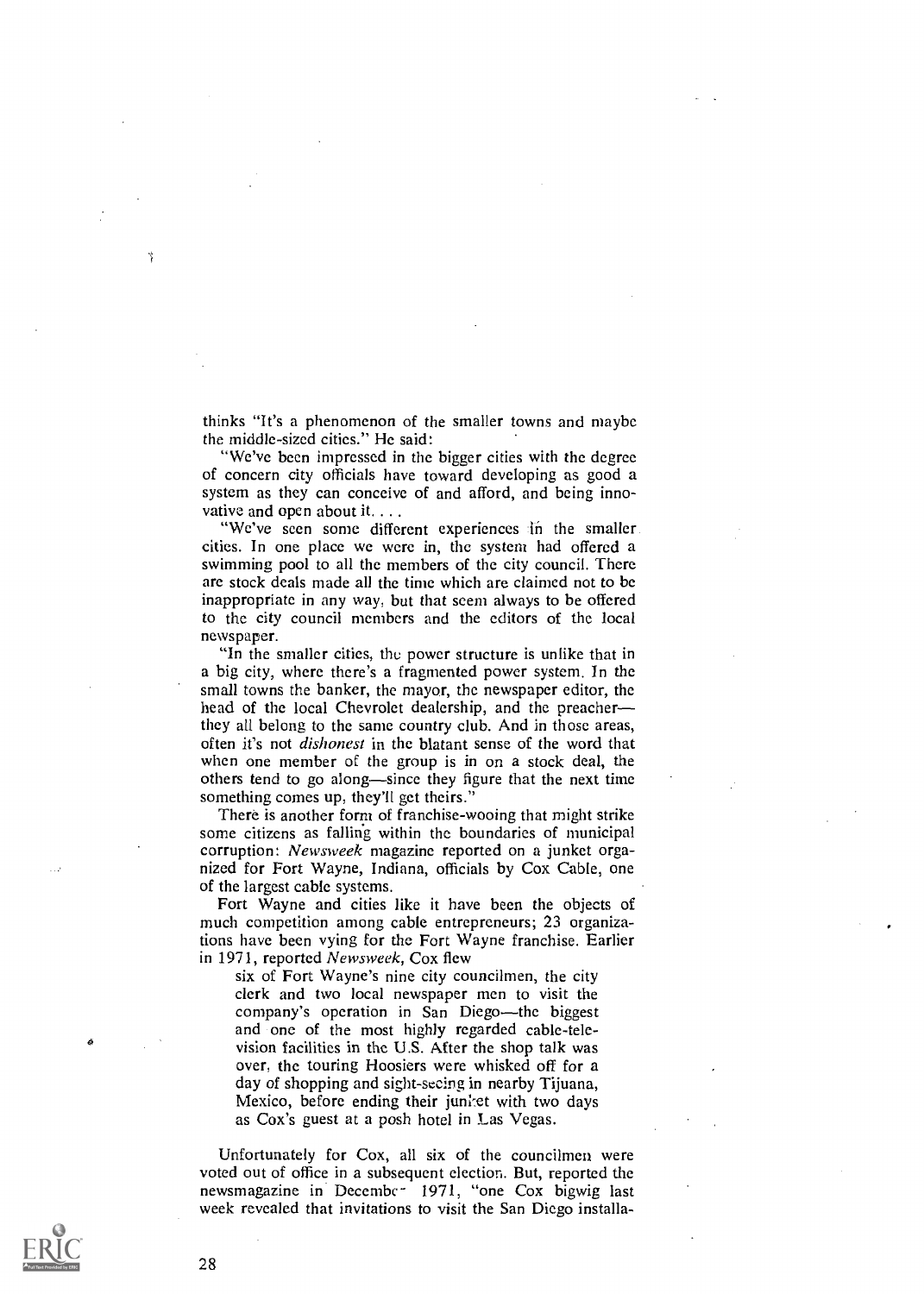thinks "It's a phenomenon of the smaller towns and maybe the middle-sized cities." He said:

"We've been impressed in the bigger cities with the degree of concern city officials have toward developing as good a system as they can conceive of and afford, and being innovative and open about it. . . .

"We've seen some different experiences in the smaller cities. In one place we were in, the system had offered a swimming pool to all the members of the city council. There are stock deals made all the time which are claimed not to be inappropriate in any way, but that seem always to be offered to the city council members and the editors of the local newspaper.

"In the smaller cities, the power structure is unlike that in a big city, where there's a fragmented power system. In the small towns the banker, the mayor, the newspaper editor, the head of the local Chevrolet dealership, and the preacher—they all belong to the same country club. And in those areas, often it's not *dishonest* in the blatant sense of the word that when one member of the group is in on a stock deal, the others tend to go along—since they figure that the next time something comes up, they'll get theirs."

There is another form of franchise-wooing that might strike some citizens as falling within the boundaries of municipal corruption: *Newsweek* magazine reported on a junket organized for Fort Wayne, Indiana, officials by Cox Cable, one of the largest cable systems.

Fort Wayne and cities like it have been the objects of much competition among cable entrepreneurs; 23 organizations have been vying for the Fort Wayne franchise. Earlier in 1971, reported *Newsweek*, Cox flew

> six of Fort Wayne's nine city councilmen, the city clerk and two local newspaper men to visit the company's operation in San Diego—the biggest and one of the most highly regarded cable-television facilities in the U.S. After the shop talk was over, the touring Hoosiers were whisked off for a day of shopping and sight-seeing in nearby Tijuana, Mexico, before ending their junket with two days as Cox's guest at a posh hotel in Las Vegas.

Unfortunately for Cox, all six of the councilmen were voted out of office in a subsequent election. But, reported the newsmagazine in December 1971, "one Cox bigwig last week revealed that invitations to visit the San Diego installa-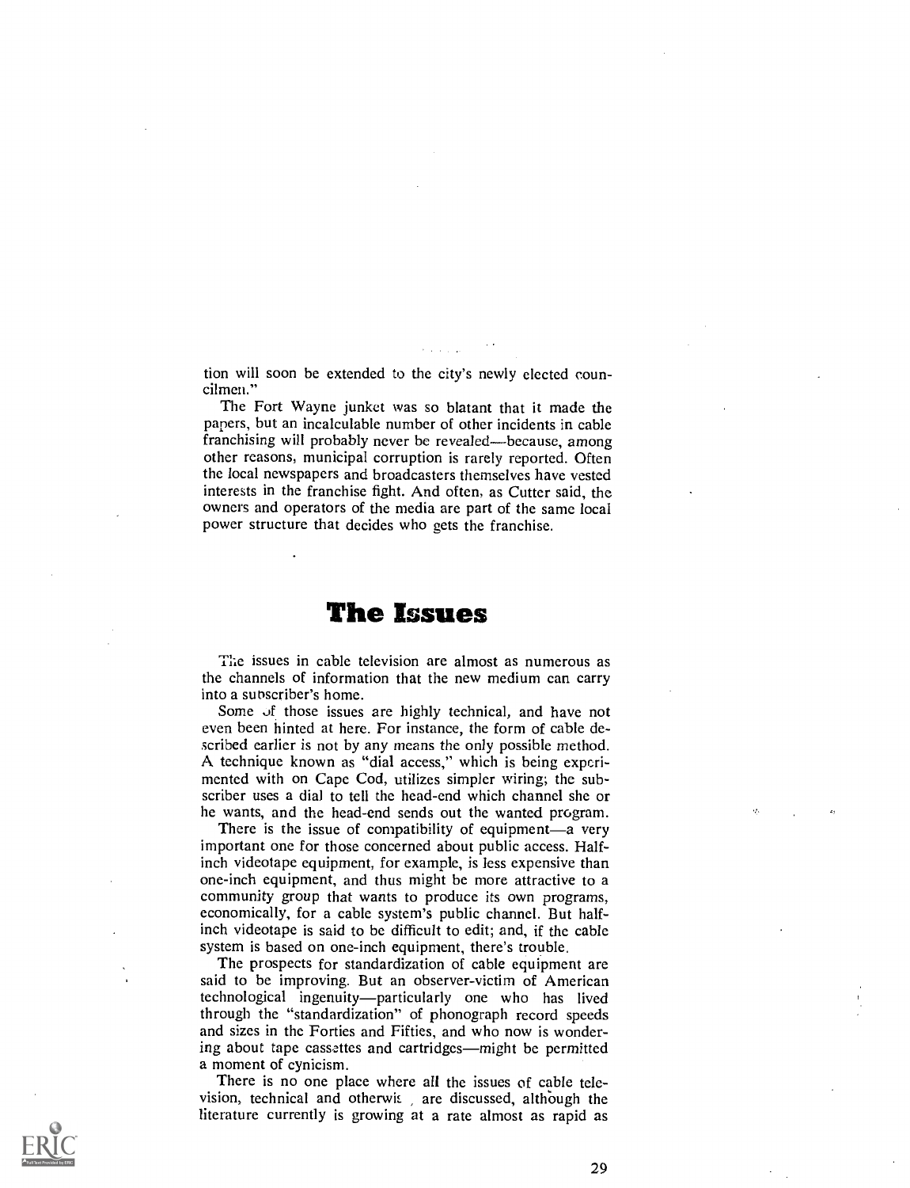tion will soon be extended to the city's newly elected councilmen."

The Fort Wayne junket was so blatant that it made the papers, but an incalculable number of other incidents in cable franchising will probably never be revealed—because, among other reasons, municipal corruption is rarely reported. Often the local newspapers and broadcasters themselves have vested interests in the franchise fight. And often, as Cutter said, the owners and operators of the media are part of the same local power structure that decides who gets the franchise.

# The Issues

The issues in cable television are almost as numerous as the channels of information that the new medium can carry into a subscriber's home.

Some of those issues are highly technical, and have not even been hinted at here. For instance, the form of cable described earlier is not by any means the only possible method. A technique known as "dial access," which is being experimented with on Cape Cod, utilizes simpler wiring; the subscriber uses a dial to tell the head-end which channel she or he wants, and the head-end sends out the wanted program.

There is the issue of compatibility of equipment—a very important one for those concerned about public access. Half-inch videotape equipment, for example, is less expensive than one-inch equipment, and thus might be more attractive to a community group that wants to produce its own programs, economically, for a cable system's public channel. But half-inch videotape is said to be difficult to edit; and, if the cable system is based on one-inch equipment, there's trouble.

The prospects for standardization of cable equipment are said to be improving. But an observer-victim of American technological ingenuity—particularly one who has lived through the "standardization" of phonograph record speeds and sizes in the Forties and Fifties, and who now is wondering about tape cassettes and cartridges—might be permitted a moment of cynicism.

There is no one place where all the issues of cable television, technical and otherwise, are discussed, although the literature currently is growing at a rate almost as rapid as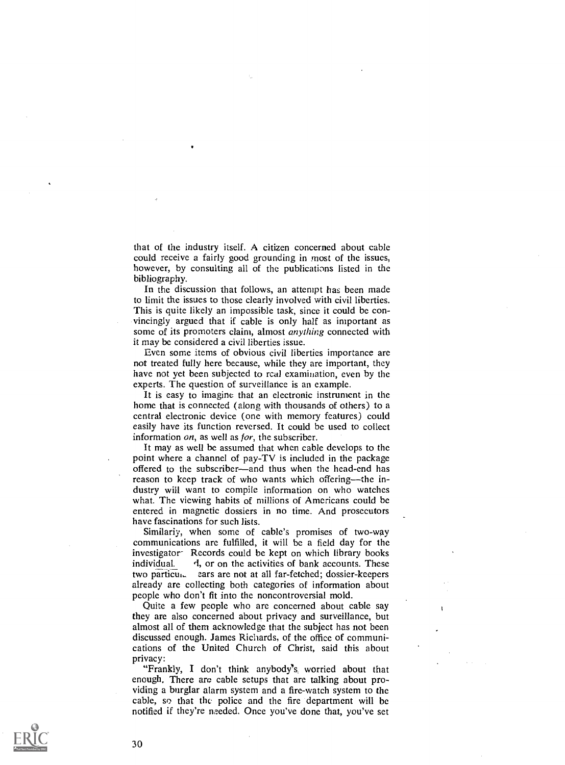that of the industry itself. A citizen concerned about cable could receive a fairly good grounding in most of the issues, however, by consulting all of the publications listed in the bibliography.

In the discussion that follows, an attempt has been made to limit the issues to those clearly involved with civil liberties. This is quite likely an impossible task, since it could be convincingly argued that if cable is only half as important as some of its promoters claim, almost *anything* connected with it may be considered a civil liberties issue.

Even some items of obvious civil liberties importance are not treated fully here because, while they are important, they have not yet been subjected to real examination, even by the experts. The question of surveillance is an example.

It is easy to imagine that an electronic instrument in the home that is connected (along with thousands of others) to a central electronic device (one with memory features) could easily have its function reversed. It could be used to collect information *on*, as well as *for*, the subscriber.

It may as well be assumed that when cable develops to the point where a channel of pay-TV is included in the package offered to the subscriber—and thus when the head-end has reason to keep track of who wants which offering—the industry will want to compile information on who watches what. The viewing habits of millions of Americans could be entered in magnetic dossiers in no time. And prosecutors have fascinations for such lists.

Similarly, when some of cable's promises of two-way communications are fulfilled, it will be a field day for the investigator. Records could be kept on which library books individual... d, or on the activities of bank accounts. These two particul... ears are not at all far-fetched; dossier-keepers already are collecting both categories of information about people who don't fit into the noncontroversial mold.

Quite a few people who are concerned about cable say they are also concerned about privacy and surveillance, but almost all of them acknowledge that the subject has not been discussed enough. James Richards, of the office of communications of the United Church of Christ, said this about privacy:

"Frankly, I don't think anybody's worried about that enough. There are cable setups that are talking about providing a burglar alarm system and a fire-watch system to the cable, so that the police and the fire department will be notified if they're needed. Once you've done that, you've set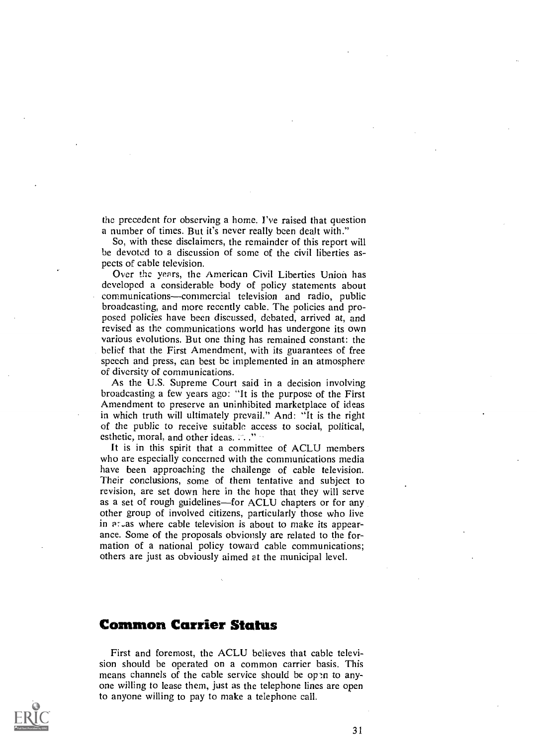the precedent for observing a home. I've raised that question a number of times. But it's never really been dealt with."

So, with these disclaimers, the remainder of this report will be devoted to a discussion of some of the civil liberties aspects of cable television.

Over the years, the American Civil Liberties Union has developed a considerable body of policy statements about communications—commercial television and radio, public broadcasting, and more recently cable. The policies and proposed policies have been discussed, debated, arrived at, and revised as the communications world has undergone its own various evolutions. But one thing has remained constant: the belief that the First Amendment, with its guarantees of free speech and press, can best be implemented in an atmosphere of diversity of communications.

As the U.S. Supreme Court said in a decision involving broadcasting a few years ago: "It is the purpose of the First Amendment to preserve an uninhibited marketplace of ideas in which truth will ultimately prevail." And: "It is the right of the public to receive suitable access to social, political, esthetic, moral, and other ideas. . . ."

It is in this spirit that a committee of ACLU members who are especially concerned with the communications media have been approaching the challenge of cable television. Their conclusions, some of them tentative and subject to revision, are set down here in the hope that they will serve as a set of rough guidelines—for ACLU chapters or for any other group of involved citizens, particularly those who live in areas where cable television is about to make its appearance. Some of the proposals obviously are related to the formation of a national policy toward cable communications; others are just as obviously aimed at the municipal level.

## Common Carrier Status

First and foremost, the ACLU believes that cable television should be operated on a common carrier basis. This means channels of the cable service should be open to anyone willing to lease them, just as the telephone lines are open to anyone willing to pay to make a telephone call.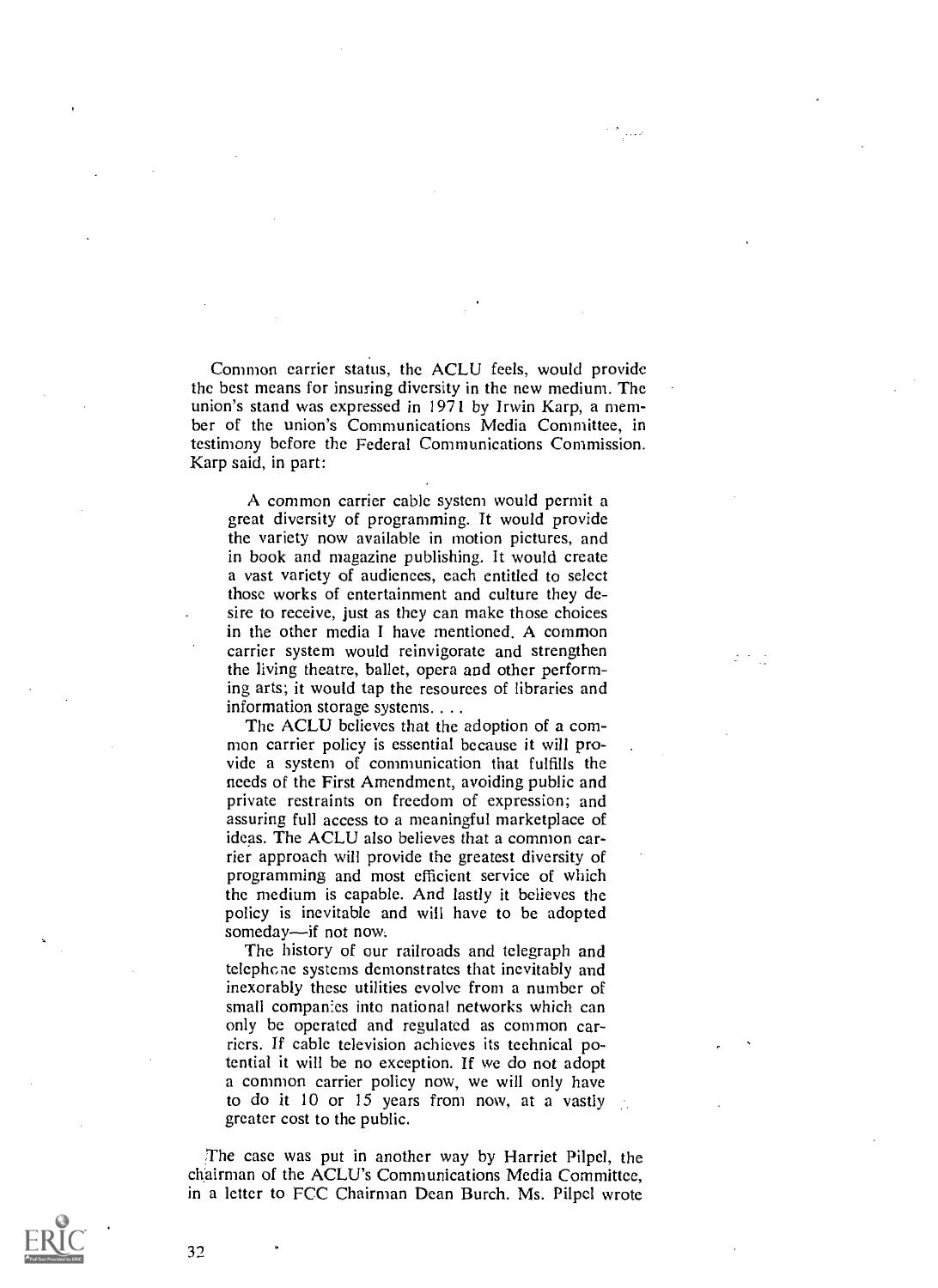Common carrier status, the ACLU feels, would provide the best means for insuring diversity in the new medium. The union's stand was expressed in 1971 by Irwin Karp, a member of the union's Communications Media Committee, in testimony before the Federal Communications Commission. Karp said, in part:

> A common carrier cable system would permit a great diversity of programming. It would provide the variety now available in motion pictures, and in book and magazine publishing. It would create a vast variety of audiences, each entitled to select those works of entertainment and culture they desire to receive, just as they can make those choices in the other media I have mentioned. A common carrier system would reinvigorate and strengthen the living theatre, ballet, opera and other performing arts; it would tap the resources of libraries and information storage systems. . . .
>
> The ACLU believes that the adoption of a common carrier policy is essential because it will provide a system of communication that fulfills the needs of the First Amendment, avoiding public and private restraints on freedom of expression; and assuring full access to a meaningful marketplace of ideas. The ACLU also believes that a common carrier approach will provide the greatest diversity of programming and most efficient service of which the medium is capable. And lastly it believes the policy is inevitable and will have to be adopted someday—if not now.
>
> The history of our railroads and telegraph and telephone systems demonstrates that inevitably and inexorably these utilities evolve from a number of small companies into national networks which can only be operated and regulated as common carriers. If cable television achieves its technical potential it will be no exception. If we do not adopt a common carrier policy now, we will only have to do it 10 or 15 years from now, at a vastly greater cost to the public.

The case was put in another way by Harriet Pilpel, the chairman of the ACLU's Communications Media Committee, in a letter to FCC Chairman Dean Burch. Ms. Pilpel wrote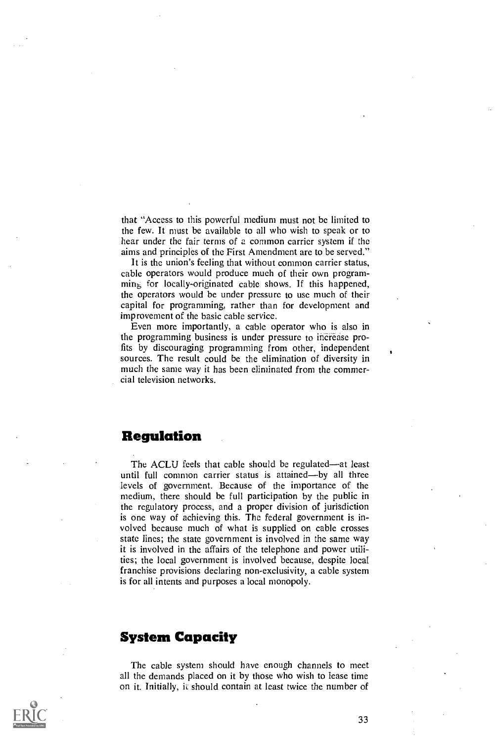that "Access to this powerful medium must not be limited to the few. It must be available to all who wish to speak or to hear under the fair terms of a common carrier system if the aims and principles of the First Amendment are to be served."

It is the union's feeling that without common carrier status, cable operators would produce much of their own programming for locally-originated cable shows. If this happened, the operators would be under pressure to use much of their capital for programming, rather than for development and improvement of the basic cable service.

Even more importantly, a cable operator who is also in the programming business is under pressure to increase profits by discouraging programming from other, independent sources. The result could be the elimination of diversity in much the same way it has been eliminated from the commercial television networks.

## Regulation

The ACLU feels that cable should be regulated—at least until full common carrier status is attained—by all three levels of government. Because of the importance of the medium, there should be full participation by the public in the regulatory process, and a proper division of jurisdiction is one way of achieving this. The federal government is involved because much of what is supplied on cable crosses state lines; the state government is involved in the same way it is involved in the affairs of the telephone and power utilities; the local government is involved because, despite local franchise provisions declaring non-exclusivity, a cable system is for all intents and purposes a local monopoly.

## System Capacity

The cable system should have enough channels to meet all the demands placed on it by those who wish to lease time on it. Initially, it should contain at least twice the number of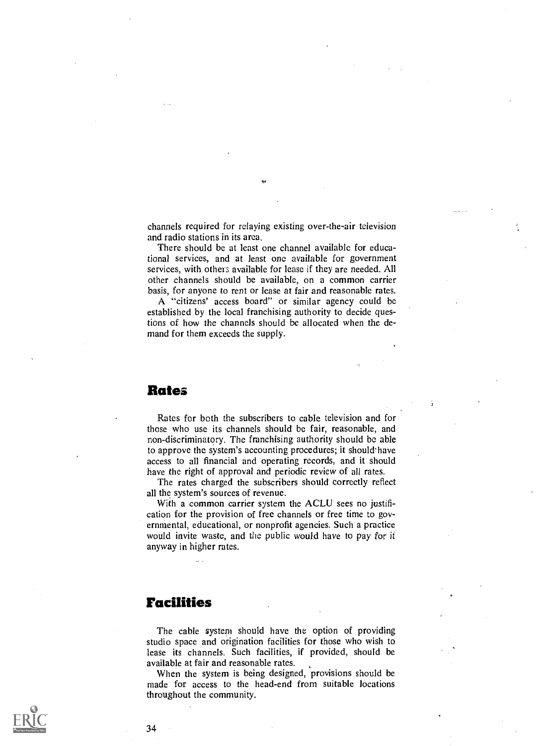channels required for relaying existing over-the-air television and radio stations in its area.

There should be at least one channel available for educational services, and at least one available for government services, with others available for lease if they are needed. All other channels should be available, on a common carrier basis, for anyone to rent or lease at fair and reasonable rates.

A "citizens' access board" or similar agency could be established by the local franchising authority to decide questions of how the channels should be allocated when the demand for them exceeds the supply.

## Rates

Rates for both the subscribers to cable television and for those who use its channels should be fair, reasonable, and non-discriminatory. The franchising authority should be able to approve the system's accounting procedures; it should have access to all financial and operating records, and it should have the right of approval and periodic review of all rates.

The rates charged the subscribers should correctly reflect all the system's sources of revenue.

With a common carrier system the ACLU sees no justification for the provision of free channels or free time to governmental, educational, or nonprofit agencies. Such a practice would invite waste, and the public would have to pay for it anyway in higher rates.

## Facilities

The cable system should have the option of providing studio space and origination facilities for those who wish to lease its channels. Such facilities, if provided, should be available at fair and reasonable rates.

When the system is being designed, provisions should be made for access to the head-end from suitable locations throughout the community.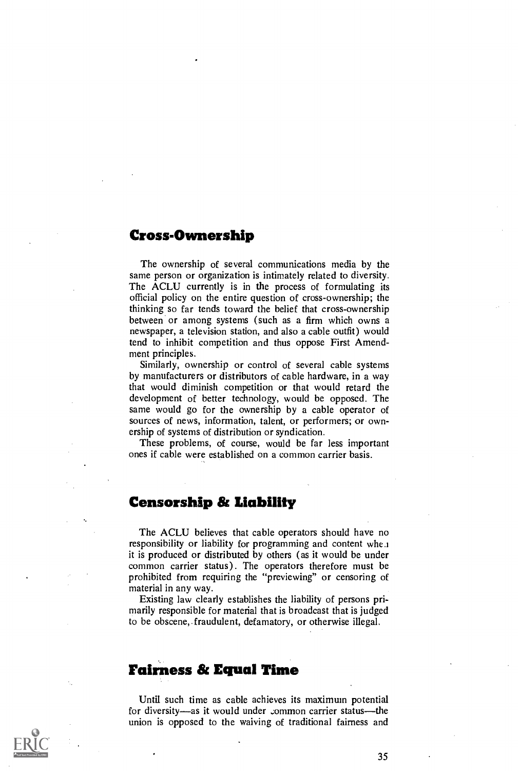## Cross-Ownership

The ownership of several communications media by the same person or organization is intimately related to diversity. The ACLU currently is in the process of formulating its official policy on the entire question of cross-ownership; the thinking so far tends toward the belief that cross-ownership between or among systems (such as a firm which owns a newspaper, a television station, and also a cable outfit) would tend to inhibit competition and thus oppose First Amendment principles.

Similarly, ownership or control of several cable systems by manufacturers or distributors of cable hardware, in a way that would diminish competition or that would retard the development of better technology, would be opposed. The same would go for the ownership by a cable operator of sources of news, information, talent, or performers; or ownership of systems of distribution or syndication.

These problems, of course, would be far less important ones if cable were established on a common carrier basis.

## Censorship & Liability

The ACLU believes that cable operators should have no responsibility or liability for programming and content when it is produced or distributed by others (as it would be under common carrier status). The operators therefore must be prohibited from requiring the "previewing" or censoring of material in any way.

Existing law clearly establishes the liability of persons primarily responsible for material that is broadcast that is judged to be obscene, fraudulent, defamatory, or otherwise illegal.

## Fairness & Equal Time

Until such time as cable achieves its maximum potential for diversity—as it would under common carrier status—the union is opposed to the waiving of traditional fairness and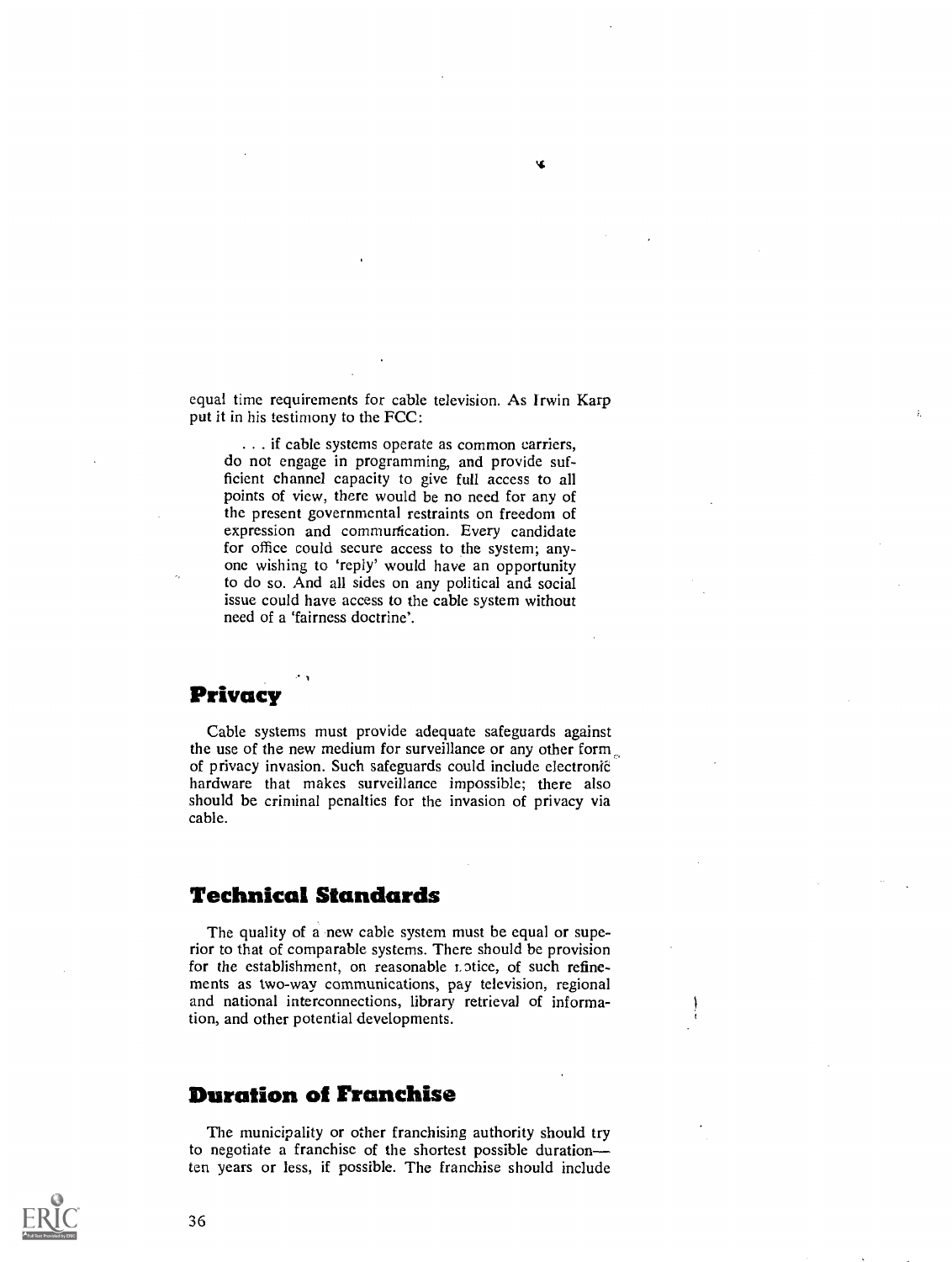equal time requirements for cable television. As Irwin Karp put it in his testimony to the FCC:

> . . . if cable systems operate as common carriers, do not engage in programming, and provide sufficient channel capacity to give full access to all points of view, there would be no need for any of the present governmental restraints on freedom of expression and communication. Every candidate for office could secure access to the system; anyone wishing to 'reply' would have an opportunity to do so. And all sides on any political and social issue could have access to the cable system without need of a 'fairness doctrine'.

## Privacy

Cable systems must provide adequate safeguards against the use of the new medium for surveillance or any other form of privacy invasion. Such safeguards could include electronic hardware that makes surveillance impossible; there also should be criminal penalties for the invasion of privacy via cable.

## Technical Standards

The quality of a new cable system must be equal or superior to that of comparable systems. There should be provision for the establishment, on reasonable notice, of such refinements as two-way communications, pay television, regional and national interconnections, library retrieval of information, and other potential developments.

## Duration of Franchise

The municipality or other franchising authority should try to negotiate a franchise of the shortest possible duration— ten years or less, if possible. The franchise should include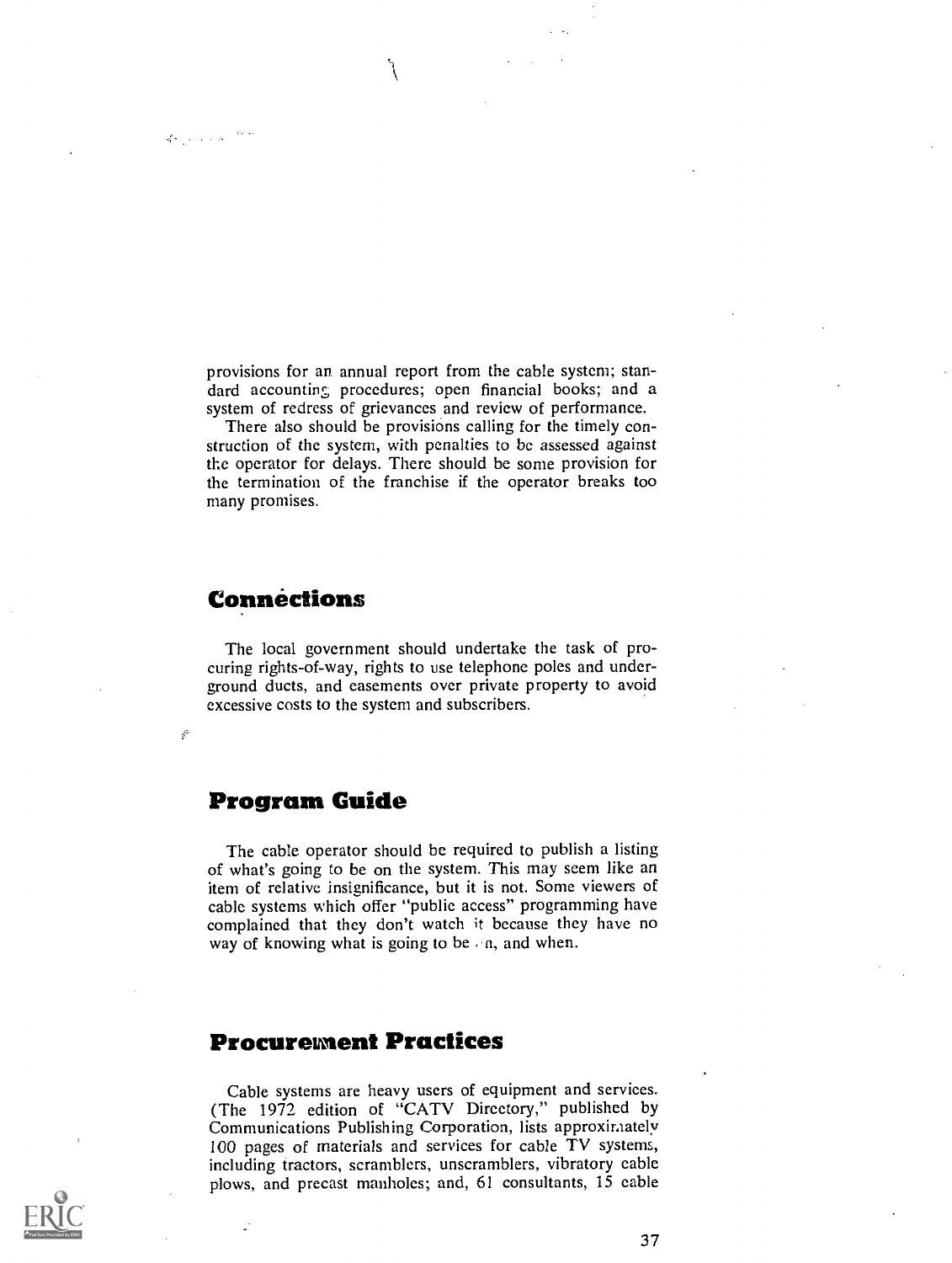provisions for an annual report from the cable system; standard accounting procedures; open financial books; and a system of redress of grievances and review of performance.

There also should be provisions calling for the timely construction of the system, with penalties to be assessed against the operator for delays. There should be some provision for the termination of the franchise if the operator breaks too many promises.

## Connections

The local government should undertake the task of procuring rights-of-way, rights to use telephone poles and underground ducts, and easements over private property to avoid excessive costs to the system and subscribers.

## Program Guide

The cable operator should be required to publish a listing of what's going to be on the system. This may seem like an item of relative insignificance, but it is not. Some viewers of cable systems which offer "public access" programming have complained that they don't watch it because they have no way of knowing what is going to be on, and when.

## Procurement Practices

Cable systems are heavy users of equipment and services. (The 1972 edition of "CATV Directory," published by Communications Publishing Corporation, lists approximately 100 pages of materials and services for cable TV systems, including tractors, scramblers, unscramblers, vibratory cable plows, and precast manholes; and, 61 consultants, 15 cable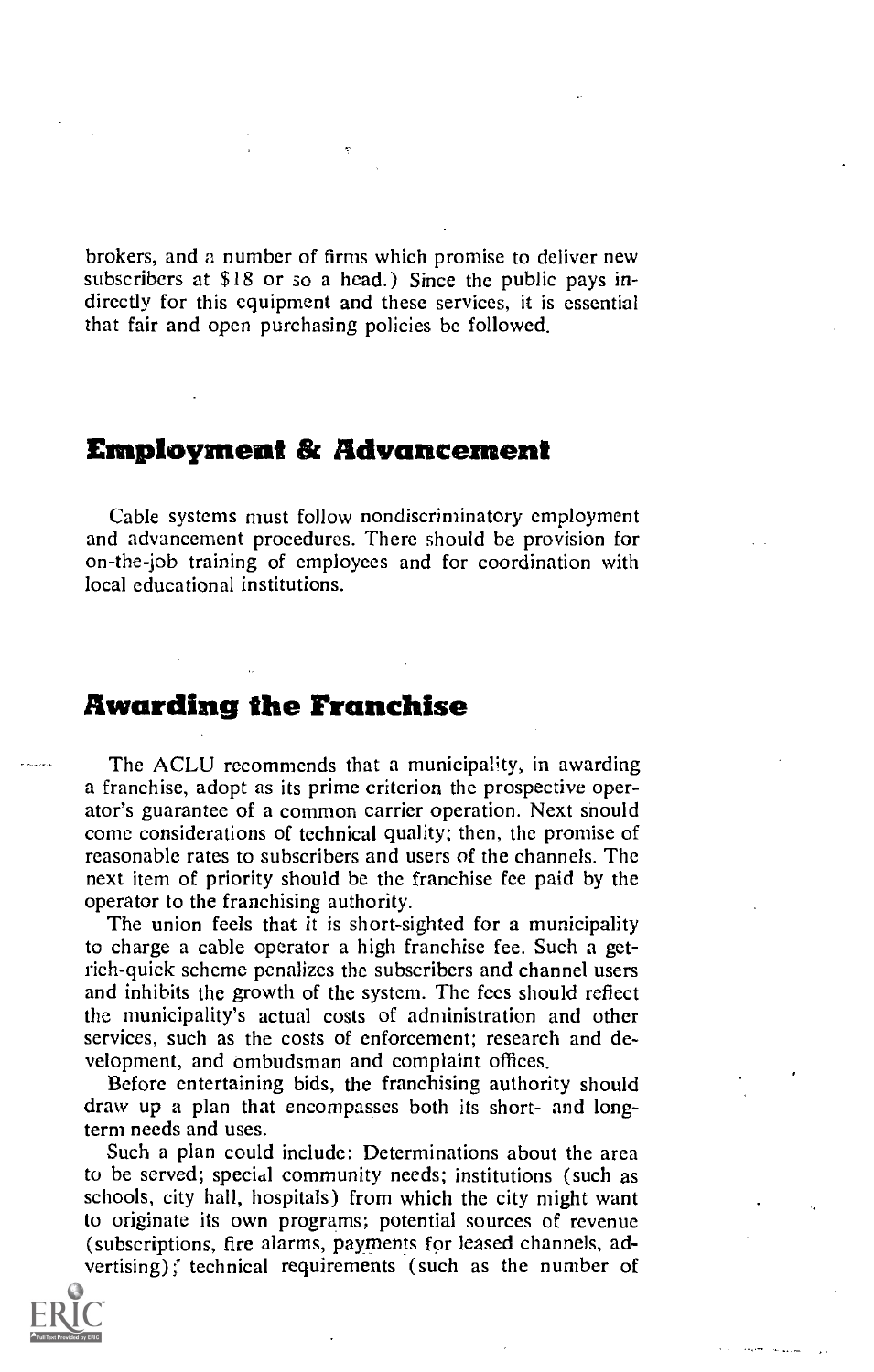brokers, and a number of firms which promise to deliver new subscribers at $18 or so a head.) Since the public pays indirectly for this equipment and these services, it is essential that fair and open purchasing policies be followed.

## Employment & Advancement

Cable systems must follow nondiscriminatory employment and advancement procedures. There should be provision for on-the-job training of employees and for coordination with local educational institutions.

## Awarding the Franchise

The ACLU recommends that a municipality, in awarding a franchise, adopt as its prime criterion the prospective operator's guarantee of a common carrier operation. Next should come considerations of technical quality; then, the promise of reasonable rates to subscribers and users of the channels. The next item of priority should be the franchise fee paid by the operator to the franchising authority.

The union feels that it is short-sighted for a municipality to charge a cable operator a high franchise fee. Such a get-rich-quick scheme penalizes the subscribers and channel users and inhibits the growth of the system. The fees should reflect the municipality's actual costs of administration and other services, such as the costs of enforcement; research and development, and ombudsman and complaint offices.

Before entertaining bids, the franchising authority should draw up a plan that encompasses both its short- and long-term needs and uses.

Such a plan could include: Determinations about the area to be served; special community needs; institutions (such as schools, city hall, hospitals) from which the city might want to originate its own programs; potential sources of revenue (subscriptions, fire alarms, payments for leased channels, advertising); technical requirements (such as the number of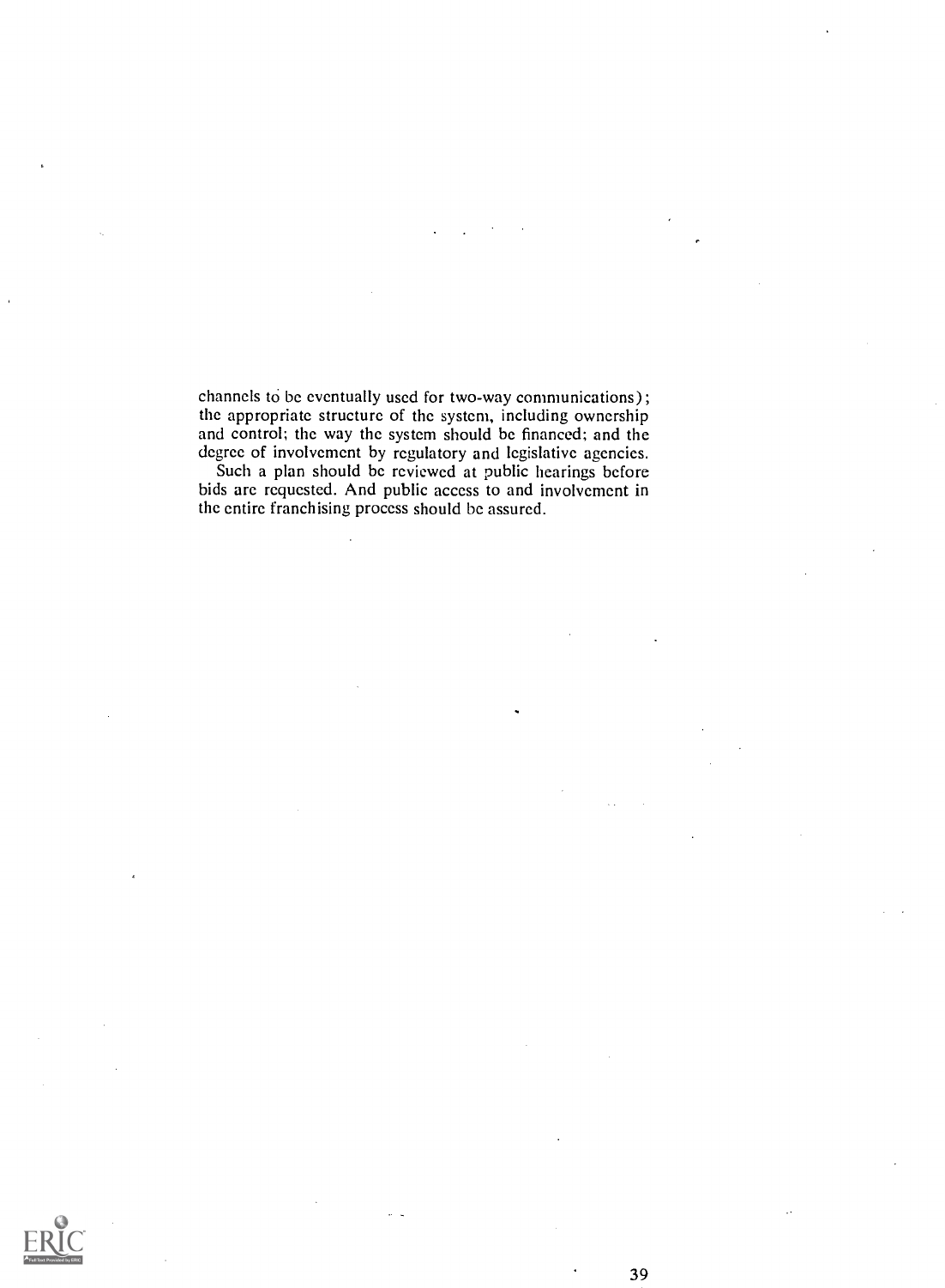channels to be eventually used for two-way communications); the appropriate structure of the system, including ownership and control; the way the system should be financed; and the degree of involvement by regulatory and legislative agencies.

Such a plan should be reviewed at public hearings before bids are requested. And public access to and involvement in the entire franchising process should be assured.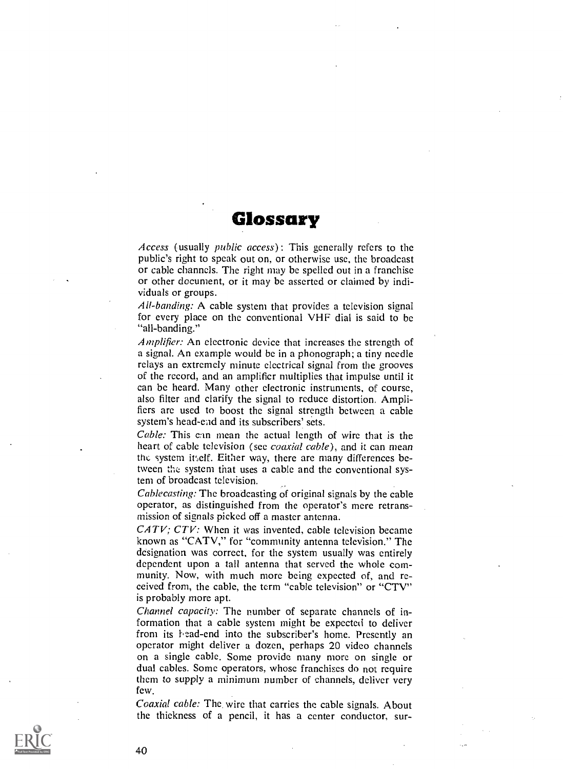# Glossary

*Access* (usually *public access*): This generally refers to the public's right to speak out on, or otherwise use, the broadcast or cable channels. The right may be spelled out in a franchise or other document, or it may be asserted or claimed by individuals or groups.

*All-banding:* A cable system that provides a television signal for every place on the conventional VHF dial is said to be "all-banding."

*Amplifier:* An electronic device that increases the strength of a signal. An example would be in a phonograph; a tiny needle relays an extremely minute electrical signal from the grooves of the record, and an amplifier multiplies that impulse until it can be heard. Many other electronic instruments, of course, also filter and clarify the signal to reduce distortion. Amplifiers are used to boost the signal strength between a cable system's head-end and its subscribers' sets.

*Cable:* This can mean the actual length of wire that is the heart of cable television (see *coaxial cable*), and it can mean the system itself. Either way, there are many differences between the system that uses a cable and the conventional system of broadcast television.

*Cablecasting:* The broadcasting of original signals by the cable operator, as distinguished from the operator's mere retransmission of signals picked off a master antenna.

*CATV; CTV:* When it was invented, cable television became known as "CATV," for "community antenna television." The designation was correct, for the system usually was entirely dependent upon a tall antenna that served the whole community. Now, with much more being expected of, and received from, the cable, the term "cable television" or "CTV" is probably more apt.

*Channel capacity:* The number of separate channels of information that a cable system might be expected to deliver from its head-end into the subscriber's home. Presently an operator might deliver a dozen, perhaps 20 video channels on a single cable. Some provide many more on single or dual cables. Some operators, whose franchises do not require them to supply a minimum number of channels, deliver very few.

*Coaxial cable:* The wire that carries the cable signals. About the thickness of a pencil, it has a center conductor, sur-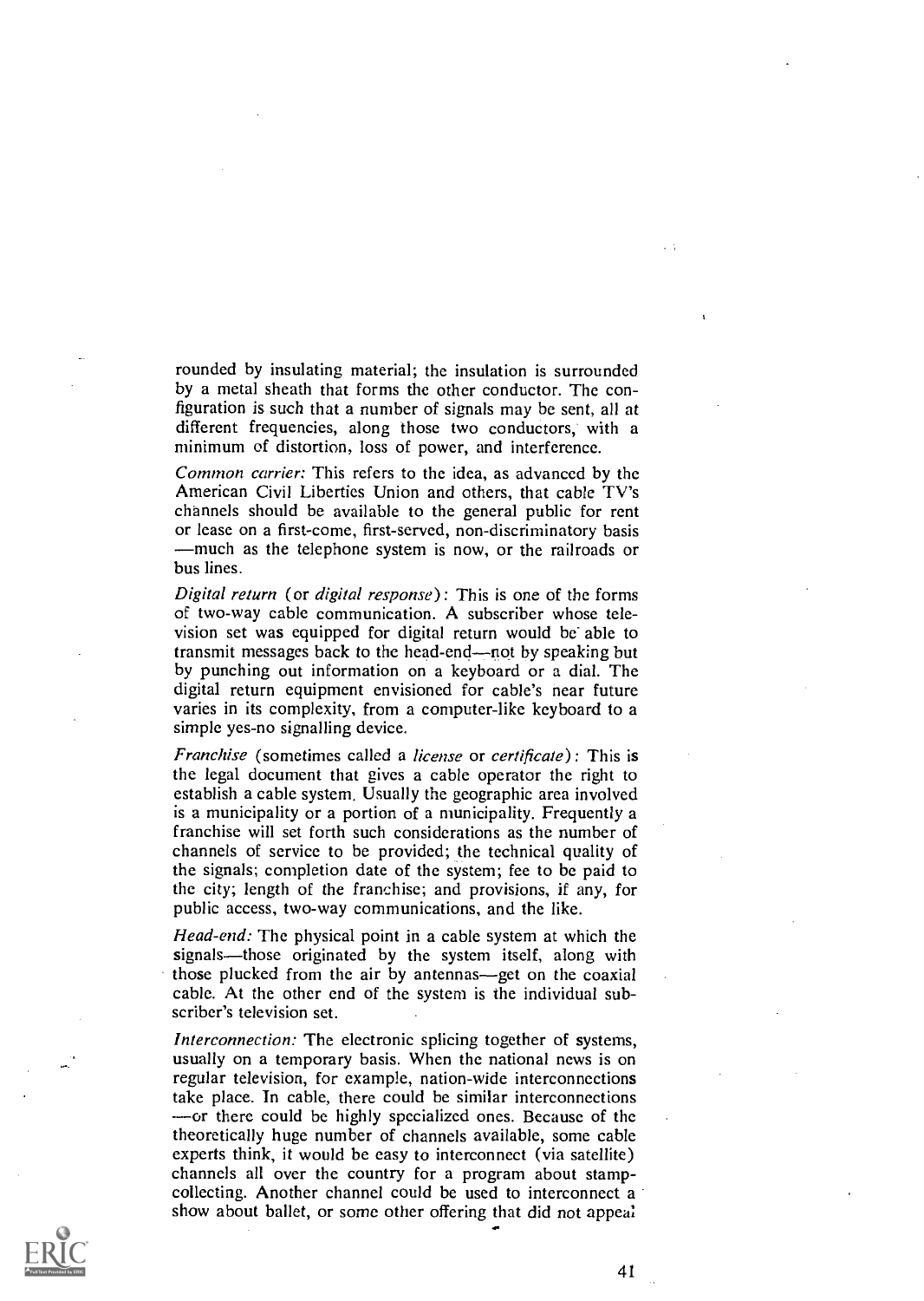rounded by insulating material; the insulation is surrounded by a metal sheath that forms the other conductor. The configuration is such that a number of signals may be sent, all at different frequencies, along those two conductors, with a minimum of distortion, loss of power, and interference.

*Common carrier:* This refers to the idea, as advanced by the American Civil Liberties Union and others, that cable TV's channels should be available to the general public for rent or lease on a first-come, first-served, non-discriminatory basis —much as the telephone system is now, or the railroads or bus lines.

*Digital return* (or *digital response*): This is one of the forms of two-way cable communication. A subscriber whose television set was equipped for digital return would be able to transmit messages back to the head-end—not by speaking but by punching out information on a keyboard or a dial. The digital return equipment envisioned for cable's near future varies in its complexity, from a computer-like keyboard to a simple yes-no signalling device.

*Franchise* (sometimes called a *license* or *certificate*): This is the legal document that gives a cable operator the right to establish a cable system. Usually the geographic area involved is a municipality or a portion of a municipality. Frequently a franchise will set forth such considerations as the number of channels of service to be provided; the technical quality of the signals; completion date of the system; fee to be paid to the city; length of the franchise; and provisions, if any, for public access, two-way communications, and the like.

*Head-end:* The physical point in a cable system at which the signals—those originated by the system itself, along with those plucked from the air by antennas—get on the coaxial cable. At the other end of the system is the individual subscriber's television set.

*Interconnection:* The electronic splicing together of systems, usually on a temporary basis. When the national news is on regular television, for example, nation-wide interconnections take place. In cable, there could be similar interconnections —or there could be highly specialized ones. Because of the theoretically huge number of channels available, some cable experts think, it would be easy to interconnect (via satellite) channels all over the country for a program about stamp-collecting. Another channel could be used to interconnect a show about ballet, or some other offering that did not appeal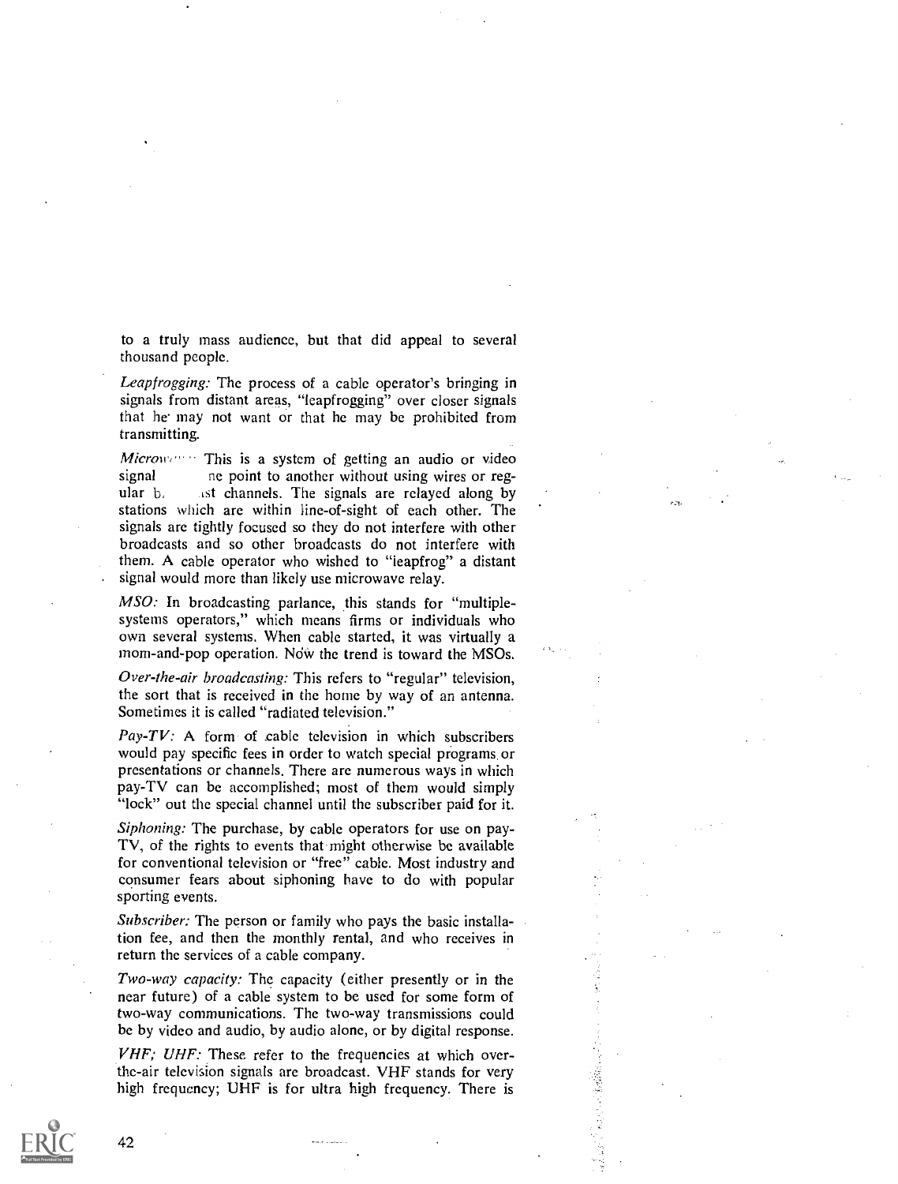to a truly mass audience, but that did appeal to several thousand people.

*Leapfrogging:* The process of a cable operator's bringing in signals from distant areas, "leapfrogging" over closer signals that he may not want or that he may be prohibited from transmitting.

*Microw...* This is a system of getting an audio or video signal ne point to another without using wires or regular b. ist channels. The signals are relayed along by stations which are within line-of-sight of each other. The signals are tightly focused so they do not interfere with other broadcasts and so other broadcasts do not interfere with them. A cable operator who wished to "leapfrog" a distant signal would more than likely use microwave relay.

*MSO:* In broadcasting parlance, this stands for "multiple-systems operators," which means firms or individuals who own several systems. When cable started, it was virtually a mom-and-pop operation. Now the trend is toward the MSOs.

*Over-the-air broadcasting:* This refers to "regular" television, the sort that is received in the home by way of an antenna. Sometimes it is called "radiated television."

*Pay-TV:* A form of cable television in which subscribers would pay specific fees in order to watch special programs or presentations or channels. There are numerous ways in which pay-TV can be accomplished; most of them would simply "lock" out the special channel until the subscriber paid for it.

*Siphoning:* The purchase, by cable operators for use on pay-TV, of the rights to events that might otherwise be available for conventional television or "free" cable. Most industry and consumer fears about siphoning have to do with popular sporting events.

*Subscriber:* The person or family who pays the basic installation fee, and then the monthly rental, and who receives in return the services of a cable company.

*Two-way capacity:* The capacity (either presently or in the near future) of a cable system to be used for some form of two-way communications. The two-way transmissions could be by video and audio, by audio alone, or by digital response.

*VHF; UHF:* These refer to the frequencies at which over-the-air television signals are broadcast. VHF stands for very high frequency; UHF is for ultra high frequency. There is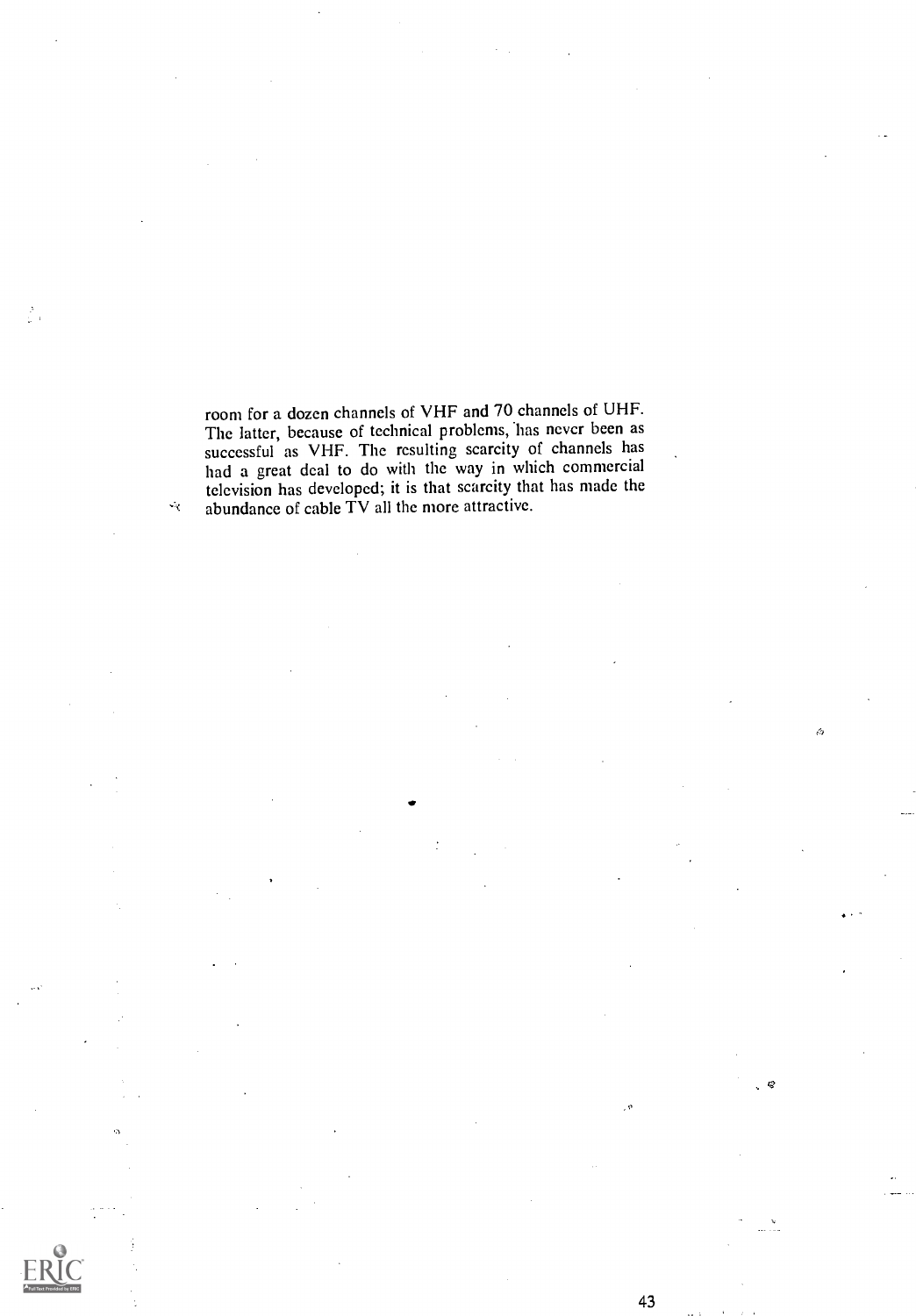room for a dozen channels of VHF and 70 channels of UHF. The latter, because of technical problems, has never been as successful as VHF. The resulting scarcity of channels has had a great deal to do with the way in which commercial television has developed; it is that scarcity that has made the abundance of cable TV all the more attractive.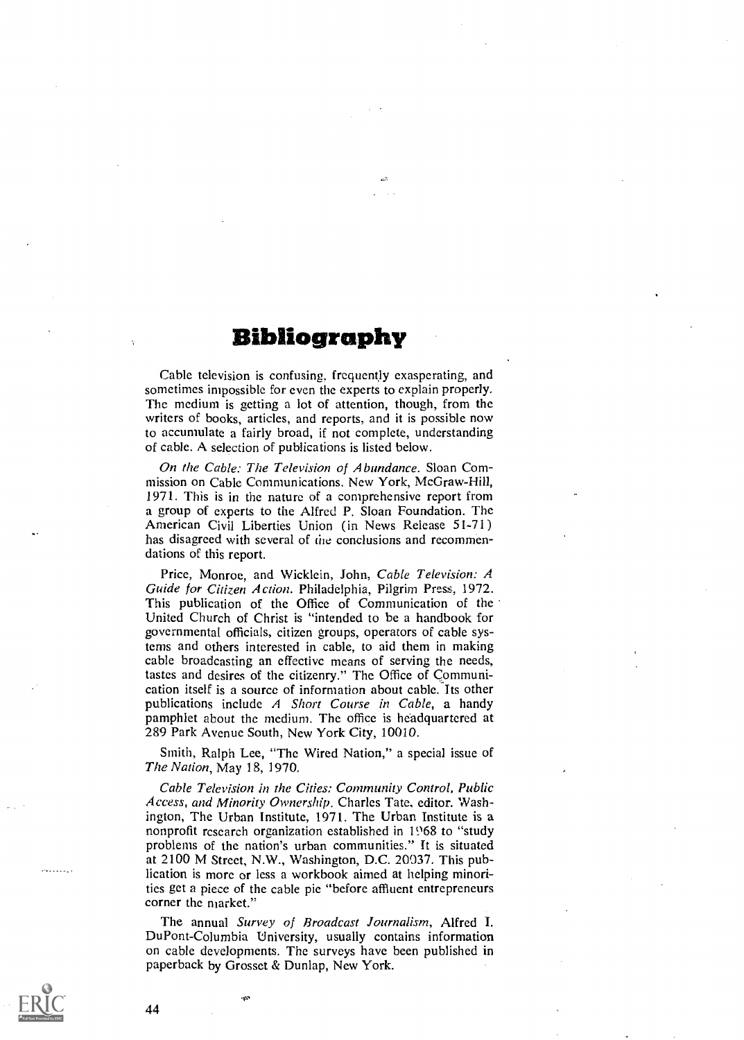# Bibliography

Cable television is confusing, frequently exasperating, and sometimes impossible for even the experts to explain properly. The medium is getting a lot of attention, though, from the writers of books, articles, and reports, and it is possible now to accumulate a fairly broad, if not complete, understanding of cable. A selection of publications is listed below.

*On the Cable: The Television of Abundance*. Sloan Commission on Cable Communications. New York, McGraw-Hill, 1971. This is in the nature of a comprehensive report from a group of experts to the Alfred P. Sloan Foundation. The American Civil Liberties Union (in News Release 51-71) has disagreed with several of the conclusions and recommendations of this report.

Price, Monroe, and Wicklein, John, *Cable Television: A Guide for Citizen Action*. Philadelphia, Pilgrim Press, 1972. This publication of the Office of Communication of the United Church of Christ is "intended to be a handbook for governmental officials, citizen groups, operators of cable systems and others interested in cable, to aid them in making cable broadcasting an effective means of serving the needs, tastes and desires of the citizenry." The Office of Communication itself is a source of information about cable. Its other publications include *A Short Course in Cable*, a handy pamphlet about the medium. The office is headquartered at 289 Park Avenue South, New York City, 10010.

Smith, Ralph Lee, "The Wired Nation," a special issue of *The Nation*, May 18, 1970.

*Cable Television in the Cities: Community Control, Public Access, and Minority Ownership*. Charles Tate, editor. Washington, The Urban Institute, 1971. The Urban Institute is a nonprofit research organization established in 1968 to "study problems of the nation's urban communities." It is situated at 2100 M Street, N.W., Washington, D.C. 20037. This publication is more or less a workbook aimed at helping minorities get a piece of the cable pie "before affluent entrepreneurs corner the market."

The annual *Survey of Broadcast Journalism*, Alfred I. DuPont-Columbia University, usually contains information on cable developments. The surveys have been published in paperback by Grosset & Dunlap, New York.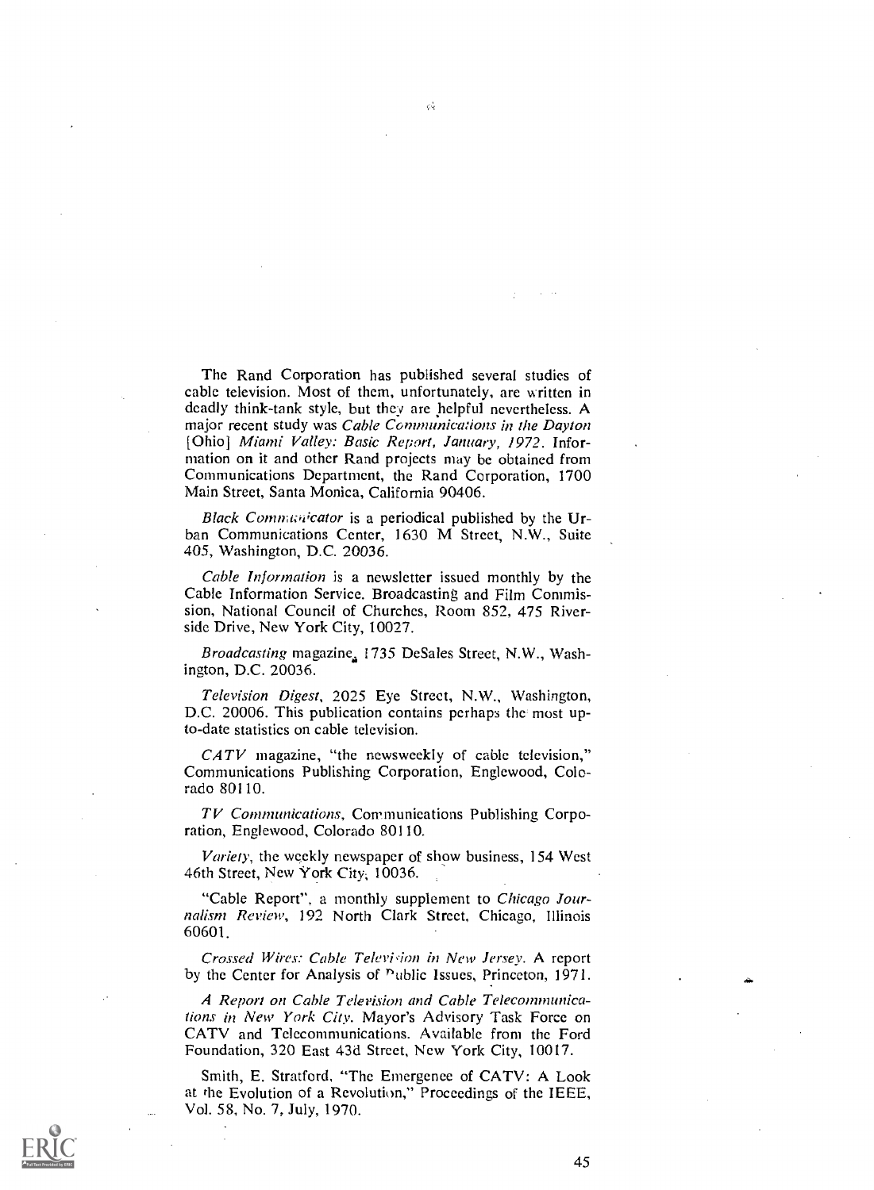The Rand Corporation has published several studies of cable television. Most of them, unfortunately, are written in deadly think-tank style, but they are helpful nevertheless. A major recent study was *Cable Communications in the Dayton* [Ohio] *Miami Valley: Basic Report, January, 1972.* Information on it and other Rand projects may be obtained from Communications Department, the Rand Corporation, 1700 Main Street, Santa Monica, California 90406.

*Black Communicator* is a periodical published by the Urban Communications Center, 1630 M Street, N.W., Suite 405, Washington, D.C. 20036.

*Cable Information* is a newsletter issued monthly by the Cable Information Service. Broadcasting and Film Commission, National Council of Churches, Room 852, 475 Riverside Drive, New York City, 10027.

*Broadcasting* magazine, 1735 DeSales Street, N.W., Washington, D.C. 20036.

*Television Digest*, 2025 Eye Street, N.W., Washington, D.C. 20006. This publication contains perhaps the most up-to-date statistics on cable television.

*CATV* magazine, "the newsweekly of cable television," Communications Publishing Corporation, Englewood, Colorado 80110.

*TV Communications*, Communications Publishing Corporation, Englewood, Colorado 80110.

*Variety*, the weekly newspaper of show business, 154 West 46th Street, New York City, 10036.

"Cable Report", a monthly supplement to *Chicago Journalism Review*, 192 North Clark Street, Chicago, Illinois 60601.

*Crossed Wires: Cable Television in New Jersey.* A report by the Center for Analysis of Public Issues, Princeton, 1971.

*A Report on Cable Television and Cable Telecommunications in New York City.* Mayor's Advisory Task Force on CATV and Telecommunications. Available from the Ford Foundation, 320 East 43d Street, New York City, 10017.

Smith, E. Stratford, "The Emergence of CATV: A Look at the Evolution of a Revolution," Proceedings of the IEEE, Vol. 58, No. 7, July, 1970.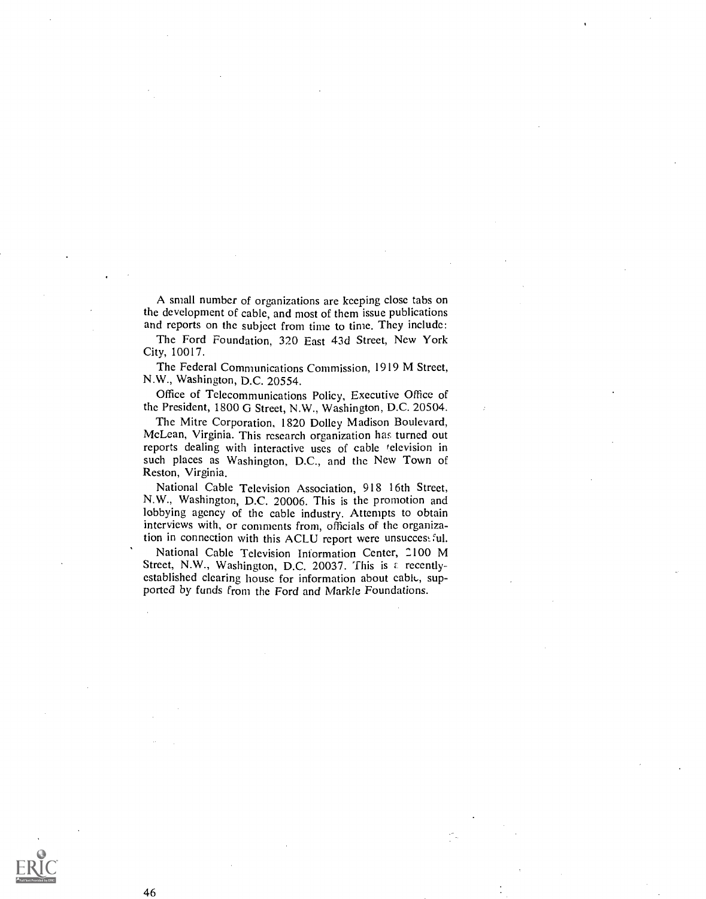A small number of organizations are keeping close tabs on the development of cable, and most of them issue publications and reports on the subject from time to time. They include:

The Ford Foundation, 320 East 43d Street, New York City, 10017.

The Federal Communications Commission, 1919 M Street, N.W., Washington, D.C. 20554.

Office of Telecommunications Policy, Executive Office of the President, 1800 G Street, N.W., Washington, D.C. 20504.

The Mitre Corporation, 1820 Dolley Madison Boulevard, McLean, Virginia. This research organization has turned out reports dealing with interactive uses of cable television in such places as Washington, D.C., and the New Town of Reston, Virginia.

National Cable Television Association, 918 16th Street, N.W., Washington, D.C. 20006. This is the promotion and lobbying agency of the cable industry. Attempts to obtain interviews with, or comments from, officials of the organization in connection with this ACLU report were unsuccessful.

National Cable Television Information Center, 2100 M Street, N.W., Washington, D.C. 20037. This is a recently-established clearing house for information about cable, supported by funds from the Ford and Markle Foundations.